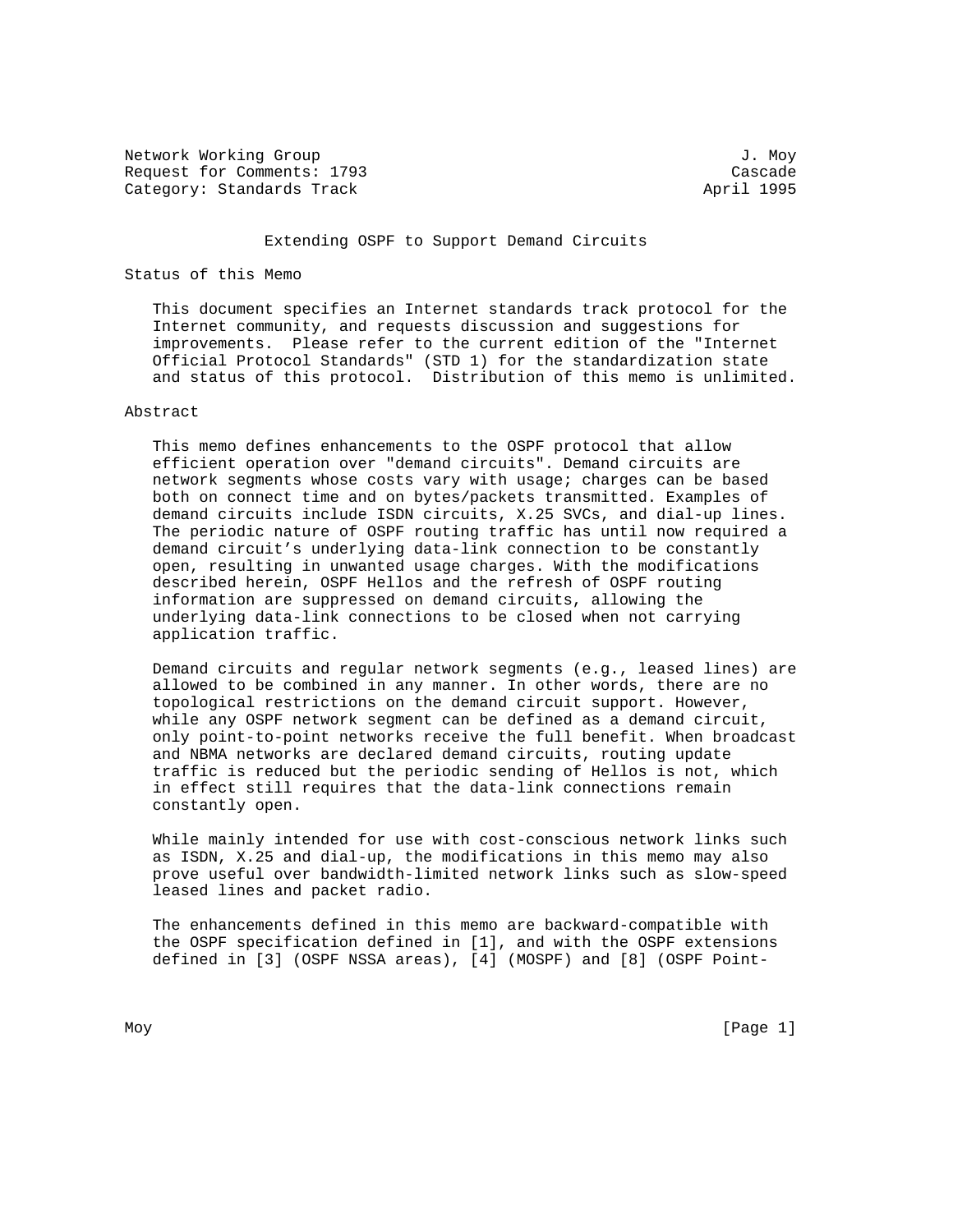Network Working Group J. Moy
Request for Comments: 1793 Cascade
Category: Standards Track April 1995

# Extending OSPF to Support Demand Circuits

## Status of this Memo

This document specifies an Internet standards track protocol for the Internet community, and requests discussion and suggestions for improvements. Please refer to the current edition of the "Internet Official Protocol Standards" (STD 1) for the standardization state and status of this protocol. Distribution of this memo is unlimited.

## Abstract

This memo defines enhancements to the OSPF protocol that allow efficient operation over "demand circuits". Demand circuits are network segments whose costs vary with usage; charges can be based both on connect time and on bytes/packets transmitted. Examples of demand circuits include ISDN circuits, X.25 SVCs, and dial-up lines. The periodic nature of OSPF routing traffic has until now required a demand circuit's underlying data-link connection to be constantly open, resulting in unwanted usage charges. With the modifications described herein, OSPF Hellos and the refresh of OSPF routing information are suppressed on demand circuits, allowing the underlying data-link connections to be closed when not carrying application traffic.

Demand circuits and regular network segments (e.g., leased lines) are allowed to be combined in any manner. In other words, there are no topological restrictions on the demand circuit support. However, while any OSPF network segment can be defined as a demand circuit, only point-to-point networks receive the full benefit. When broadcast and NBMA networks are declared demand circuits, routing update traffic is reduced but the periodic sending of Hellos is not, which in effect still requires that the data-link connections remain constantly open.

While mainly intended for use with cost-conscious network links such as ISDN, X.25 and dial-up, the modifications in this memo may also prove useful over bandwidth-limited network links such as slow-speed leased lines and packet radio.

The enhancements defined in this memo are backward-compatible with the OSPF specification defined in [1], and with the OSPF extensions defined in [3] (OSPF NSSA areas), [4] (MOSPF) and [8] (OSPF Point-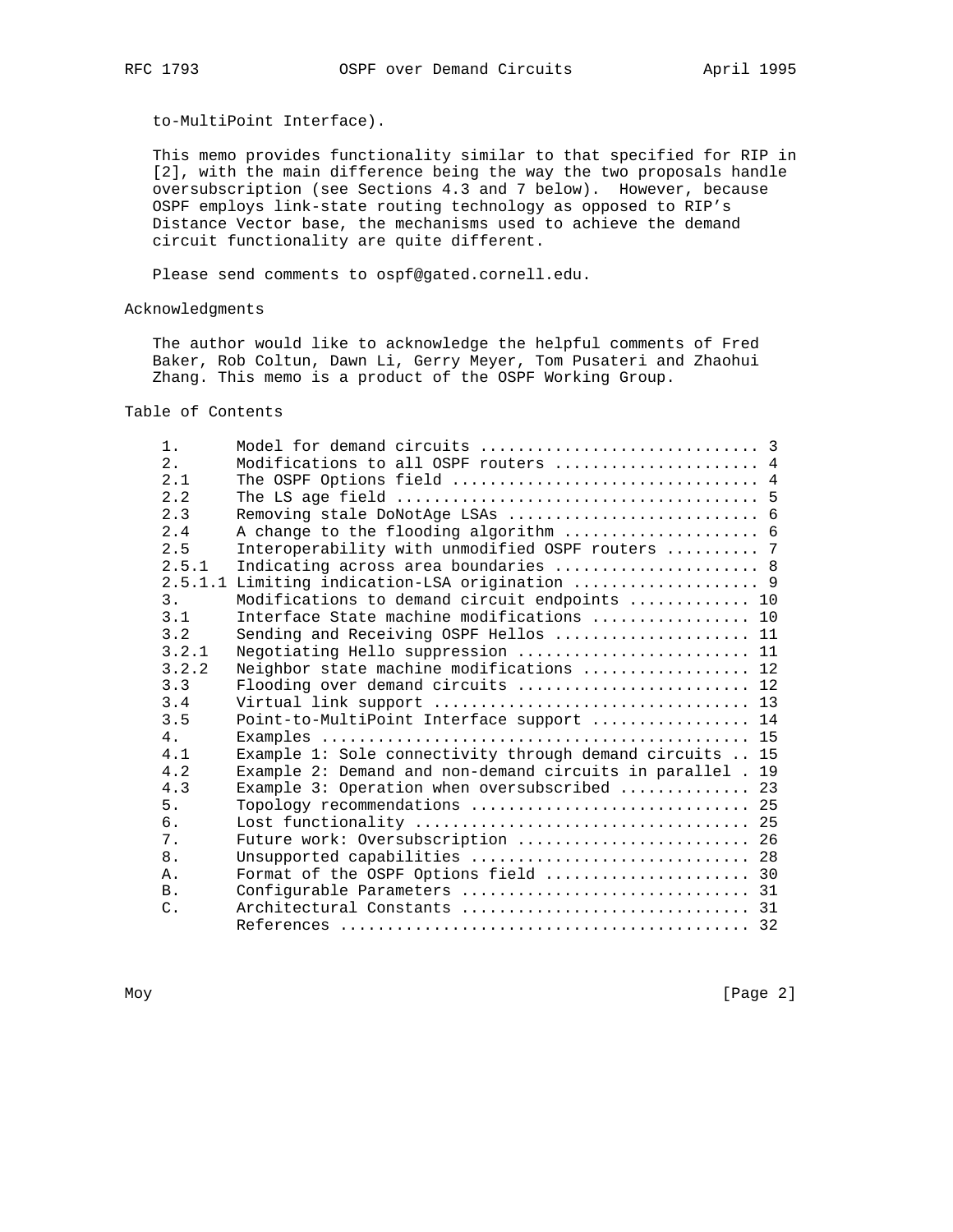to-MultiPoint Interface).

This memo provides functionality similar to that specified for RIP in [2], with the main difference being the way the two proposals handle oversubscription (see Sections 4.3 and 7 below). However, because OSPF employs link-state routing technology as opposed to RIP's Distance Vector base, the mechanisms used to achieve the demand circuit functionality are quite different.

Please send comments to ospf@gated.cornell.edu.

## Acknowledgments

The author would like to acknowledge the helpful comments of Fred Baker, Rob Coltun, Dawn Li, Gerry Meyer, Tom Pusateri and Zhaohui Zhang. This memo is a product of the OSPF Working Group.

## Table of Contents

```
1.      Model for demand circuits ............................. 3
2.      Modifications to all OSPF routers ..................... 4
2.1     The OSPF Options field ................................ 4
2.2     The LS age field ...................................... 5
2.3     Removing stale DoNotAge LSAs .......................... 6
2.4     A change to the flooding algorithm .................... 6
2.5     Interoperability with unmodified OSPF routers .......... 7
2.5.1   Indicating across area boundaries ..................... 8
2.5.1.1 Limiting indication-LSA origination ................... 9
3.      Modifications to demand circuit endpoints ............ 10
3.1     Interface State machine modifications ................ 10
3.2     Sending and Receiving OSPF Hellos .................... 11
3.2.1   Negotiating Hello suppression ........................ 11
3.2.2   Neighbor state machine modifications ................. 12
3.3     Flooding over demand circuits ........................ 12
3.4     Virtual link support ................................. 13
3.5     Point-to-MultiPoint Interface support ................ 14
4.      Examples ............................................. 15
4.1     Example 1: Sole connectivity through demand circuits .. 15
4.2     Example 2: Demand and non-demand circuits in parallel . 19
4.3     Example 3: Operation when oversubscribed ............. 23
5.      Topology recommendations ............................. 25
6.      Lost functionality ................................... 25
7.      Future work: Oversubscription ........................ 26
8.      Unsupported capabilities ............................. 28
A.      Format of the OSPF Options field ..................... 30
B.      Configurable Parameters .............................. 31
C.      Architectural Constants .............................. 31
        References ........................................... 32
```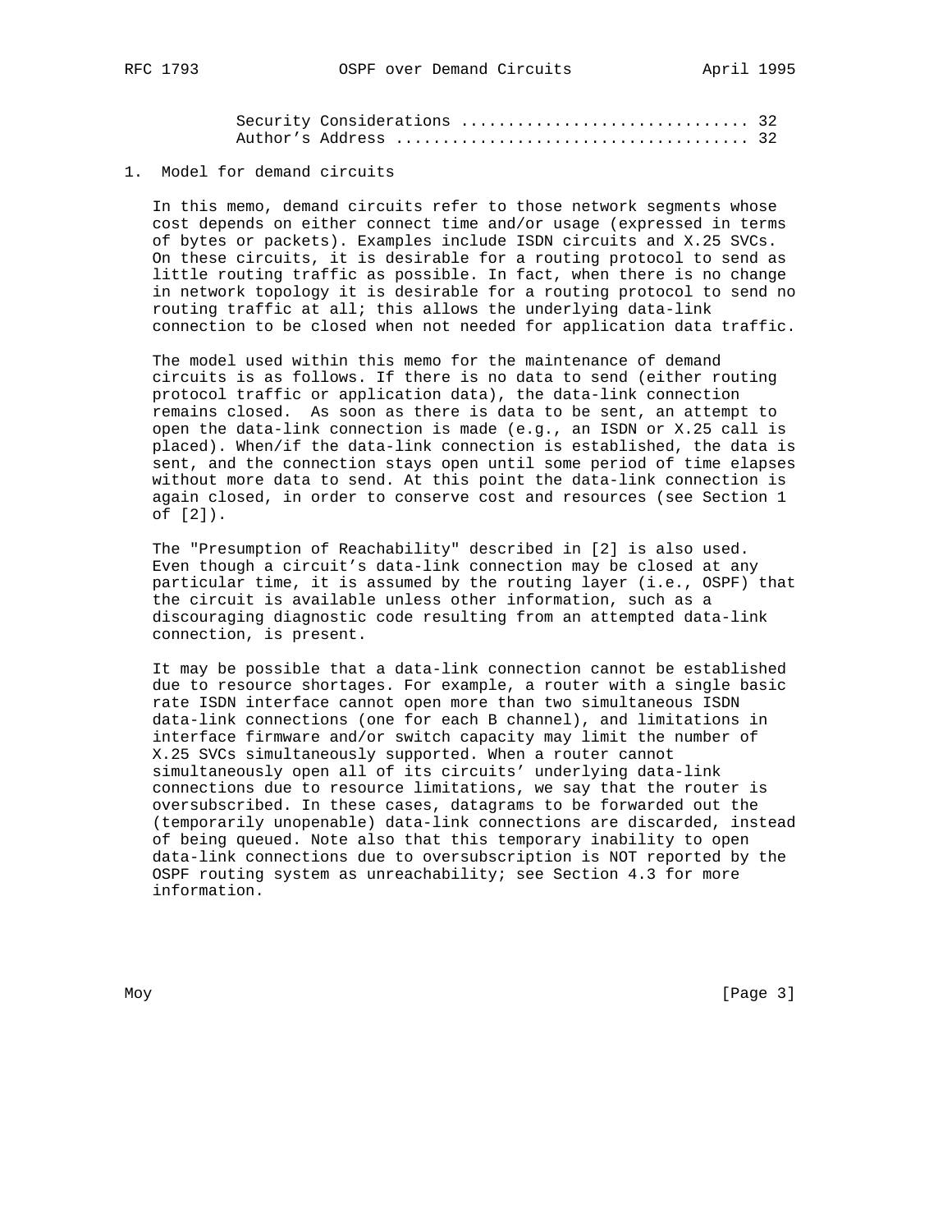Security Considerations .............................. 32
Author's Address ..................................... 32

## 1. Model for demand circuits

In this memo, demand circuits refer to those network segments whose cost depends on either connect time and/or usage (expressed in terms of bytes or packets). Examples include ISDN circuits and X.25 SVCs. On these circuits, it is desirable for a routing protocol to send as little routing traffic as possible. In fact, when there is no change in network topology it is desirable for a routing protocol to send no routing traffic at all; this allows the underlying data-link connection to be closed when not needed for application data traffic.

The model used within this memo for the maintenance of demand circuits is as follows. If there is no data to send (either routing protocol traffic or application data), the data-link connection remains closed. As soon as there is data to be sent, an attempt to open the data-link connection is made (e.g., an ISDN or X.25 call is placed). When/if the data-link connection is established, the data is sent, and the connection stays open until some period of time elapses without more data to send. At this point the data-link connection is again closed, in order to conserve cost and resources (see Section 1 of [2]).

The "Presumption of Reachability" described in [2] is also used. Even though a circuit's data-link connection may be closed at any particular time, it is assumed by the routing layer (i.e., OSPF) that the circuit is available unless other information, such as a discouraging diagnostic code resulting from an attempted data-link connection, is present.

It may be possible that a data-link connection cannot be established due to resource shortages. For example, a router with a single basic rate ISDN interface cannot open more than two simultaneous ISDN data-link connections (one for each B channel), and limitations in interface firmware and/or switch capacity may limit the number of X.25 SVCs simultaneously supported. When a router cannot simultaneously open all of its circuits' underlying data-link connections due to resource limitations, we say that the router is oversubscribed. In these cases, datagrams to be forwarded out the (temporarily unopenable) data-link connections are discarded, instead of being queued. Note also that this temporary inability to open data-link connections due to oversubscription is NOT reported by the OSPF routing system as unreachability; see Section 4.3 for more information.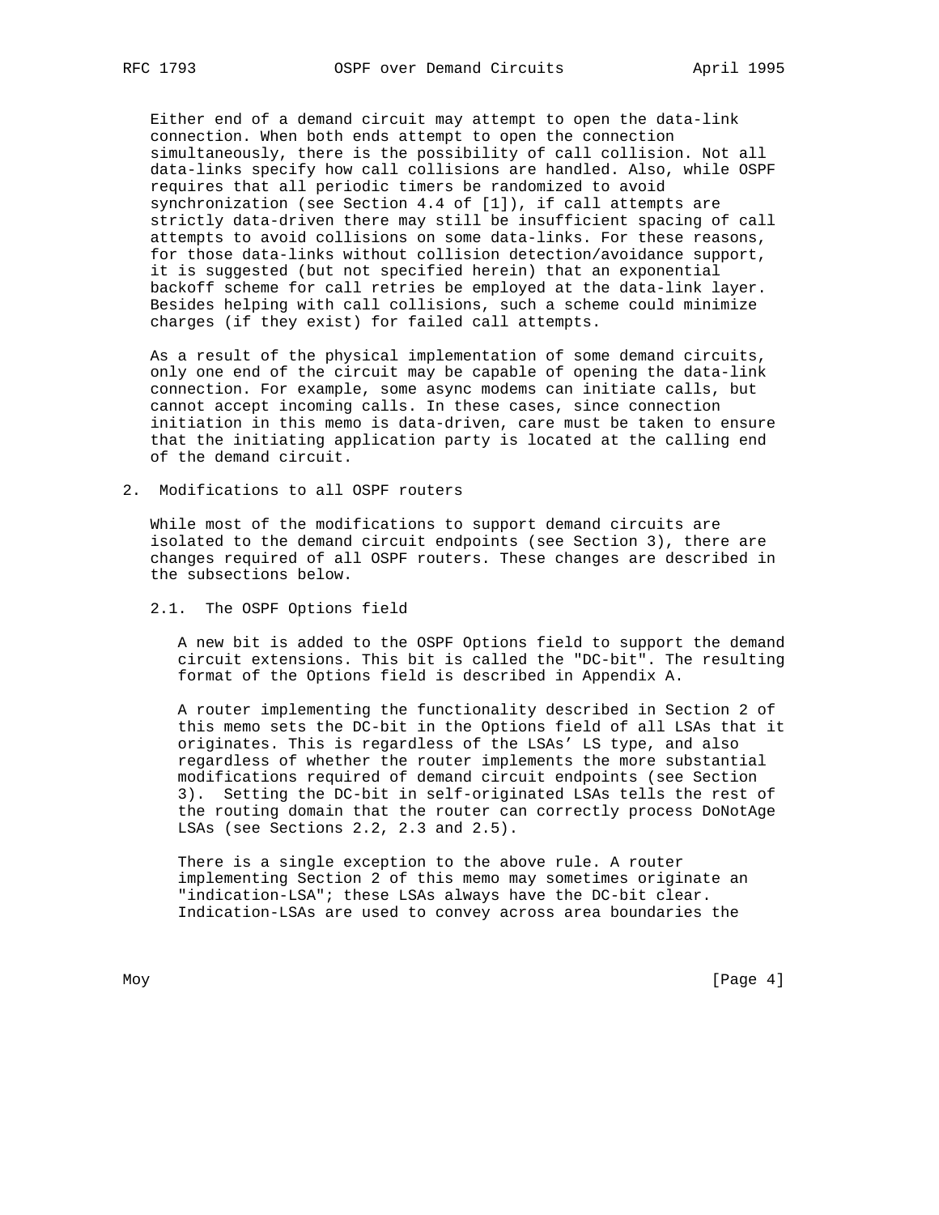Either end of a demand circuit may attempt to open the data-link connection. When both ends attempt to open the connection simultaneously, there is the possibility of call collision. Not all data-links specify how call collisions are handled. Also, while OSPF requires that all periodic timers be randomized to avoid synchronization (see Section 4.4 of [1]), if call attempts are strictly data-driven there may still be insufficient spacing of call attempts to avoid collisions on some data-links. For these reasons, for those data-links without collision detection/avoidance support, it is suggested (but not specified herein) that an exponential backoff scheme for call retries be employed at the data-link layer. Besides helping with call collisions, such a scheme could minimize charges (if they exist) for failed call attempts.

As a result of the physical implementation of some demand circuits, only one end of the circuit may be capable of opening the data-link connection. For example, some async modems can initiate calls, but cannot accept incoming calls. In these cases, since connection initiation in this memo is data-driven, care must be taken to ensure that the initiating application party is located at the calling end of the demand circuit.

## 2. Modifications to all OSPF routers

While most of the modifications to support demand circuits are isolated to the demand circuit endpoints (see Section 3), there are changes required of all OSPF routers. These changes are described in the subsections below.

### 2.1. The OSPF Options field

A new bit is added to the OSPF Options field to support the demand circuit extensions. This bit is called the "DC-bit". The resulting format of the Options field is described in Appendix A.

A router implementing the functionality described in Section 2 of this memo sets the DC-bit in the Options field of all LSAs that it originates. This is regardless of the LSAs' LS type, and also regardless of whether the router implements the more substantial modifications required of demand circuit endpoints (see Section 3). Setting the DC-bit in self-originated LSAs tells the rest of the routing domain that the router can correctly process DoNotAge LSAs (see Sections 2.2, 2.3 and 2.5).

There is a single exception to the above rule. A router implementing Section 2 of this memo may sometimes originate an "indication-LSA"; these LSAs always have the DC-bit clear. Indication-LSAs are used to convey across area boundaries the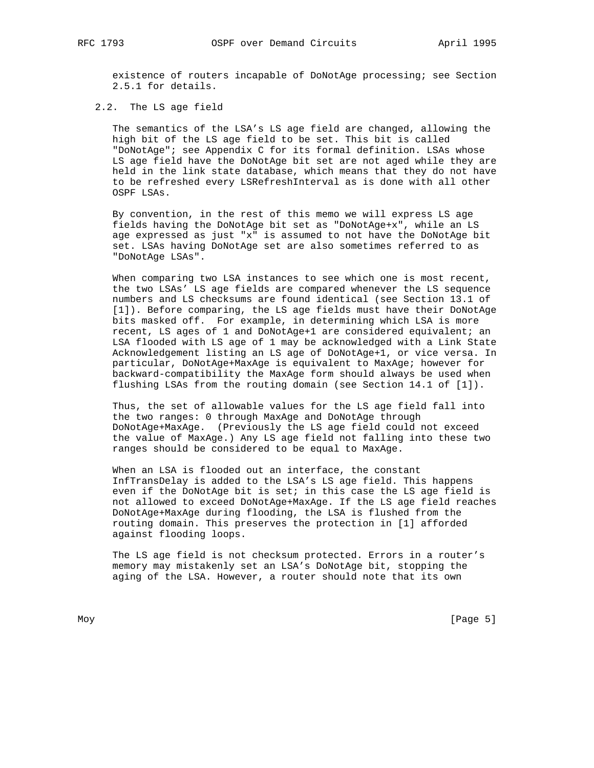existence of routers incapable of DoNotAge processing; see Section 2.5.1 for details.

## 2.2. The LS age field

The semantics of the LSA's LS age field are changed, allowing the high bit of the LS age field to be set. This bit is called "DoNotAge"; see Appendix C for its formal definition. LSAs whose LS age field have the DoNotAge bit set are not aged while they are held in the link state database, which means that they do not have to be refreshed every LSRefreshInterval as is done with all other OSPF LSAs.

By convention, in the rest of this memo we will express LS age fields having the DoNotAge bit set as "DoNotAge+x", while an LS age expressed as just "x" is assumed to not have the DoNotAge bit set. LSAs having DoNotAge set are also sometimes referred to as "DoNotAge LSAs".

When comparing two LSA instances to see which one is most recent, the two LSAs' LS age fields are compared whenever the LS sequence numbers and LS checksums are found identical (see Section 13.1 of [1]). Before comparing, the LS age fields must have their DoNotAge bits masked off. For example, in determining which LSA is more recent, LS ages of 1 and DoNotAge+1 are considered equivalent; an LSA flooded with LS age of 1 may be acknowledged with a Link State Acknowledgement listing an LS age of DoNotAge+1, or vice versa. In particular, DoNotAge+MaxAge is equivalent to MaxAge; however for backward-compatibility the MaxAge form should always be used when flushing LSAs from the routing domain (see Section 14.1 of [1]).

Thus, the set of allowable values for the LS age field fall into the two ranges: 0 through MaxAge and DoNotAge through DoNotAge+MaxAge. (Previously the LS age field could not exceed the value of MaxAge.) Any LS age field not falling into these two ranges should be considered to be equal to MaxAge.

When an LSA is flooded out an interface, the constant InfTransDelay is added to the LSA's LS age field. This happens even if the DoNotAge bit is set; in this case the LS age field is not allowed to exceed DoNotAge+MaxAge. If the LS age field reaches DoNotAge+MaxAge during flooding, the LSA is flushed from the routing domain. This preserves the protection in [1] afforded against flooding loops.

The LS age field is not checksum protected. Errors in a router's memory may mistakenly set an LSA's DoNotAge bit, stopping the aging of the LSA. However, a router should note that its own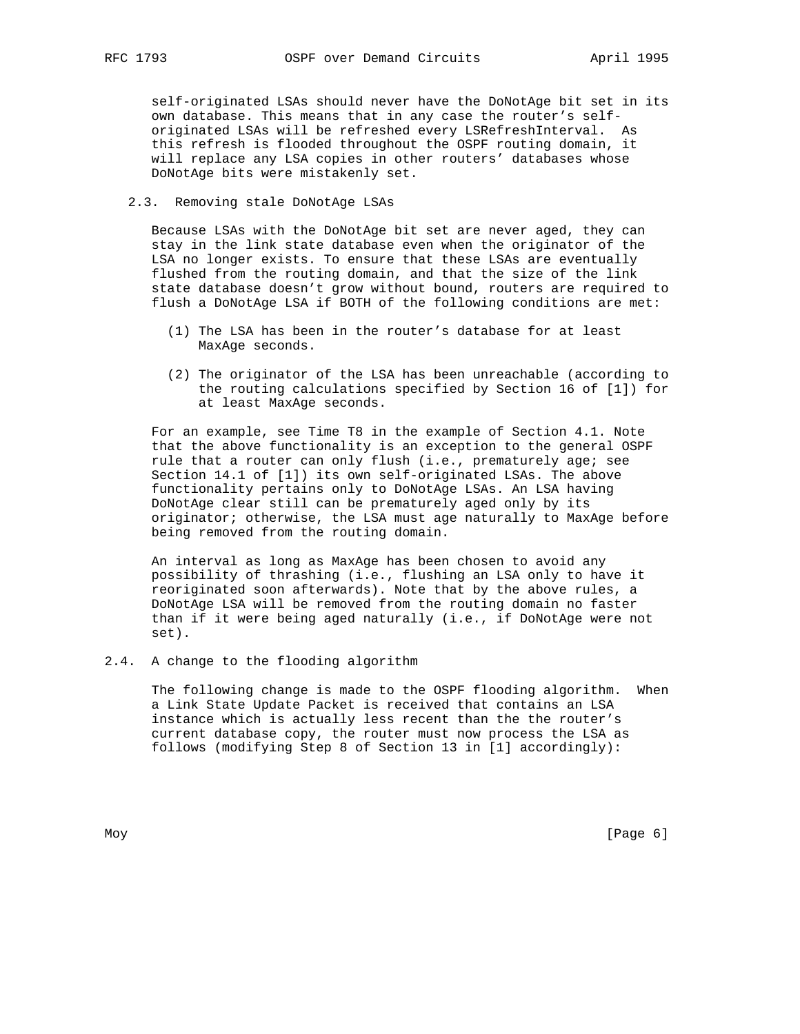self-originated LSAs should never have the DoNotAge bit set in its own database. This means that in any case the router's self-originated LSAs will be refreshed every LSRefreshInterval. As this refresh is flooded throughout the OSPF routing domain, it will replace any LSA copies in other routers' databases whose DoNotAge bits were mistakenly set.

### 2.3. Removing stale DoNotAge LSAs

Because LSAs with the DoNotAge bit set are never aged, they can stay in the link state database even when the originator of the LSA no longer exists. To ensure that these LSAs are eventually flushed from the routing domain, and that the size of the link state database doesn't grow without bound, routers are required to flush a DoNotAge LSA if BOTH of the following conditions are met:

(1) The LSA has been in the router's database for at least MaxAge seconds.

(2) The originator of the LSA has been unreachable (according to the routing calculations specified by Section 16 of [1]) for at least MaxAge seconds.

For an example, see Time T8 in the example of Section 4.1. Note that the above functionality is an exception to the general OSPF rule that a router can only flush (i.e., prematurely age; see Section 14.1 of [1]) its own self-originated LSAs. The above functionality pertains only to DoNotAge LSAs. An LSA having DoNotAge clear still can be prematurely aged only by its originator; otherwise, the LSA must age naturally to MaxAge before being removed from the routing domain.

An interval as long as MaxAge has been chosen to avoid any possibility of thrashing (i.e., flushing an LSA only to have it reoriginated soon afterwards). Note that by the above rules, a DoNotAge LSA will be removed from the routing domain no faster than if it were being aged naturally (i.e., if DoNotAge were not set).

### 2.4. A change to the flooding algorithm

The following change is made to the OSPF flooding algorithm. When a Link State Update Packet is received that contains an LSA instance which is actually less recent than the the router's current database copy, the router must now process the LSA as follows (modifying Step 8 of Section 13 in [1] accordingly):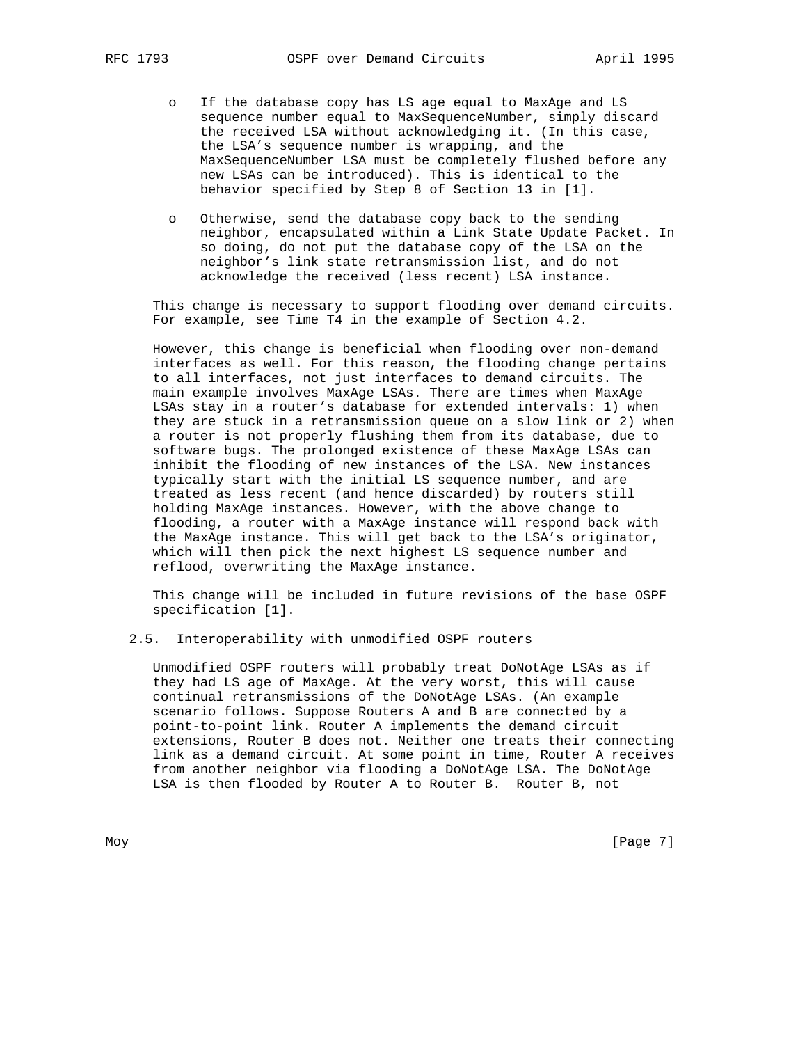- If the database copy has LS age equal to MaxAge and LS sequence number equal to MaxSequenceNumber, simply discard the received LSA without acknowledging it. (In this case, the LSA's sequence number is wrapping, and the MaxSequenceNumber LSA must be completely flushed before any new LSAs can be introduced). This is identical to the behavior specified by Step 8 of Section 13 in [1].

- Otherwise, send the database copy back to the sending neighbor, encapsulated within a Link State Update Packet. In so doing, do not put the database copy of the LSA on the neighbor's link state retransmission list, and do not acknowledge the received (less recent) LSA instance.

This change is necessary to support flooding over demand circuits. For example, see Time T4 in the example of Section 4.2.

However, this change is beneficial when flooding over non-demand interfaces as well. For this reason, the flooding change pertains to all interfaces, not just interfaces to demand circuits. The main example involves MaxAge LSAs. There are times when MaxAge LSAs stay in a router's database for extended intervals: 1) when they are stuck in a retransmission queue on a slow link or 2) when a router is not properly flushing them from its database, due to software bugs. The prolonged existence of these MaxAge LSAs can inhibit the flooding of new instances of the LSA. New instances typically start with the initial LS sequence number, and are treated as less recent (and hence discarded) by routers still holding MaxAge instances. However, with the above change to flooding, a router with a MaxAge instance will respond back with the MaxAge instance. This will get back to the LSA's originator, which will then pick the next highest LS sequence number and reflood, overwriting the MaxAge instance.

This change will be included in future revisions of the base OSPF specification [1].

### 2.5. Interoperability with unmodified OSPF routers

Unmodified OSPF routers will probably treat DoNotAge LSAs as if they had LS age of MaxAge. At the very worst, this will cause continual retransmissions of the DoNotAge LSAs. (An example scenario follows. Suppose Routers A and B are connected by a point-to-point link. Router A implements the demand circuit extensions, Router B does not. Neither one treats their connecting link as a demand circuit. At some point in time, Router A receives from another neighbor via flooding a DoNotAge LSA. The DoNotAge LSA is then flooded by Router A to Router B. Router B, not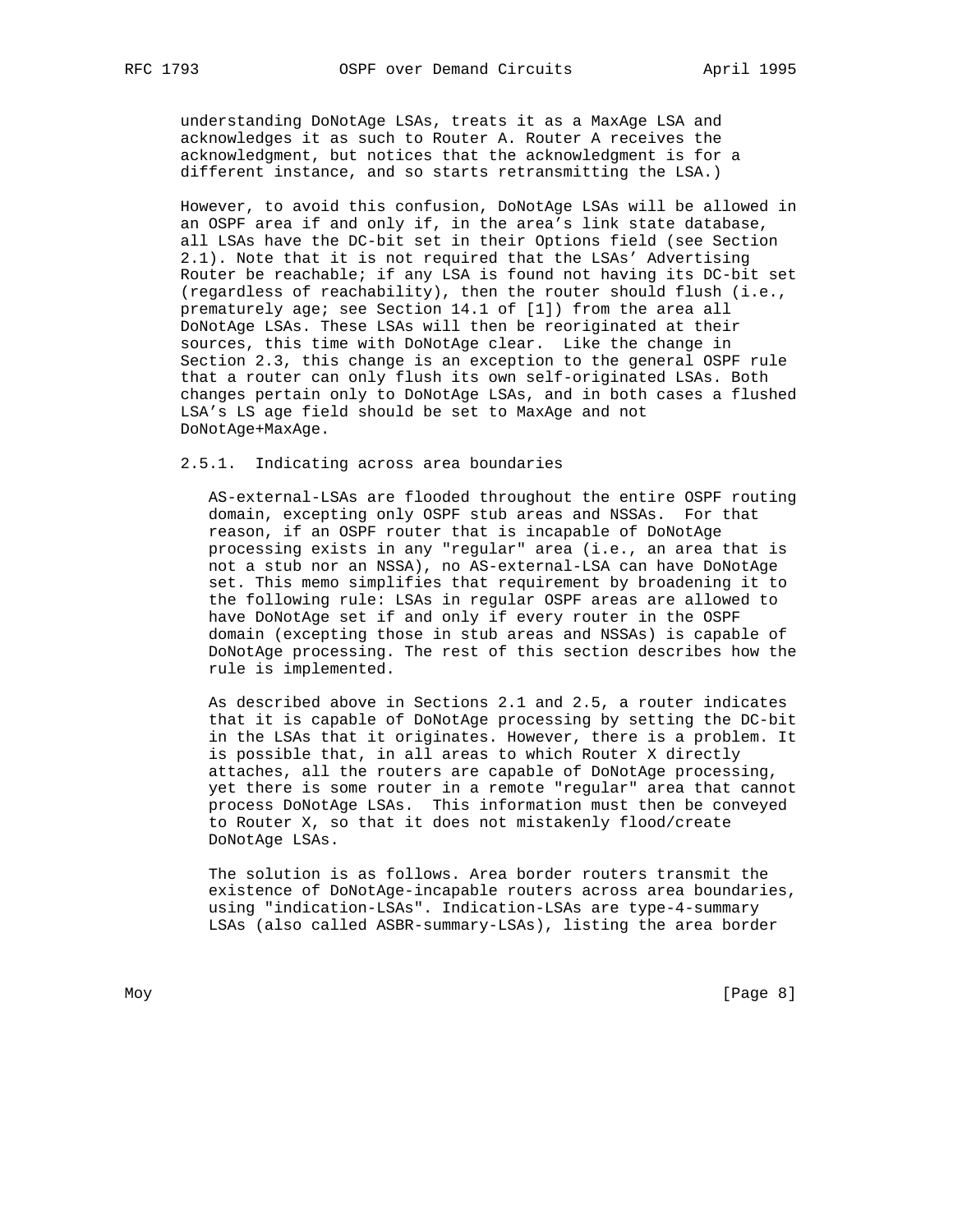understanding DoNotAge LSAs, treats it as a MaxAge LSA and acknowledges it as such to Router A. Router A receives the acknowledgment, but notices that the acknowledgment is for a different instance, and so starts retransmitting the LSA.)

However, to avoid this confusion, DoNotAge LSAs will be allowed in an OSPF area if and only if, in the area's link state database, all LSAs have the DC-bit set in their Options field (see Section 2.1). Note that it is not required that the LSAs' Advertising Router be reachable; if any LSA is found not having its DC-bit set (regardless of reachability), then the router should flush (i.e., prematurely age; see Section 14.1 of [1]) from the area all DoNotAge LSAs. These LSAs will then be reoriginated at their sources, this time with DoNotAge clear. Like the change in Section 2.3, this change is an exception to the general OSPF rule that a router can only flush its own self-originated LSAs. Both changes pertain only to DoNotAge LSAs, and in both cases a flushed LSA's LS age field should be set to MaxAge and not DoNotAge+MaxAge.

### 2.5.1. Indicating across area boundaries

AS-external-LSAs are flooded throughout the entire OSPF routing domain, excepting only OSPF stub areas and NSSAs. For that reason, if an OSPF router that is incapable of DoNotAge processing exists in any "regular" area (i.e., an area that is not a stub nor an NSSA), no AS-external-LSA can have DoNotAge set. This memo simplifies that requirement by broadening it to the following rule: LSAs in regular OSPF areas are allowed to have DoNotAge set if and only if every router in the OSPF domain (excepting those in stub areas and NSSAs) is capable of DoNotAge processing. The rest of this section describes how the rule is implemented.

As described above in Sections 2.1 and 2.5, a router indicates that it is capable of DoNotAge processing by setting the DC-bit in the LSAs that it originates. However, there is a problem. It is possible that, in all areas to which Router X directly attaches, all the routers are capable of DoNotAge processing, yet there is some router in a remote "regular" area that cannot process DoNotAge LSAs. This information must then be conveyed to Router X, so that it does not mistakenly flood/create DoNotAge LSAs.

The solution is as follows. Area border routers transmit the existence of DoNotAge-incapable routers across area boundaries, using "indication-LSAs". Indication-LSAs are type-4-summary LSAs (also called ASBR-summary-LSAs), listing the area border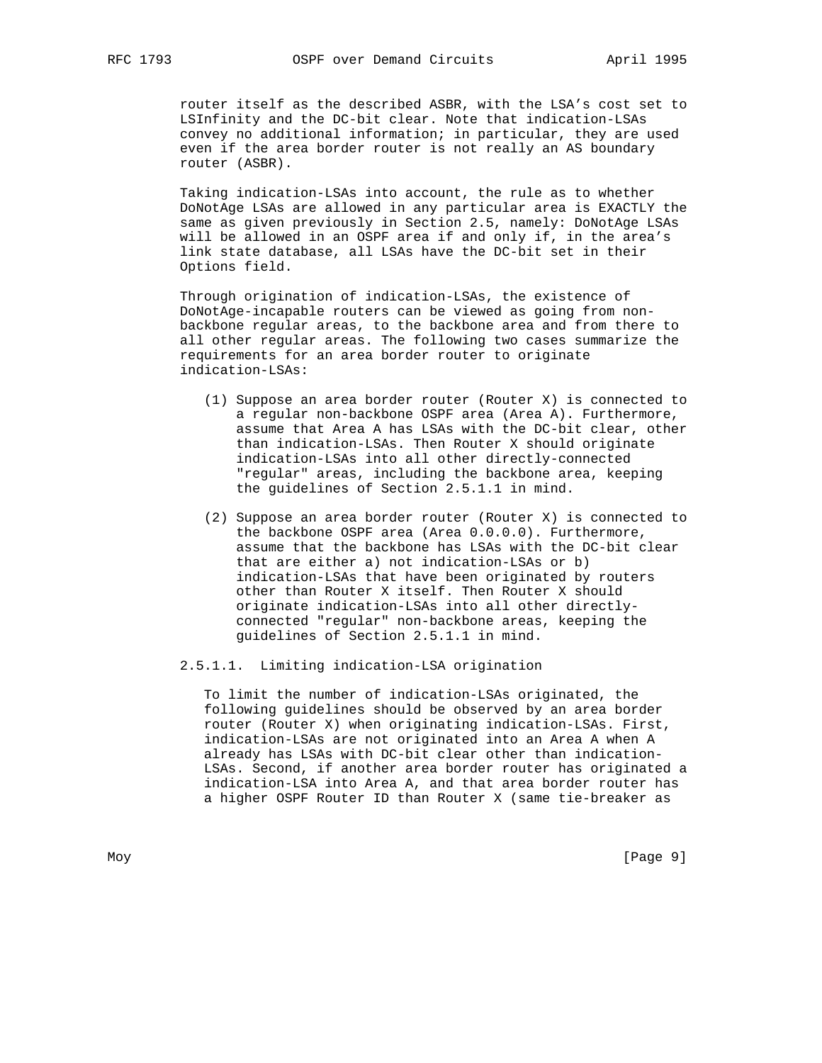router itself as the described ASBR, with the LSA's cost set to LSInfinity and the DC-bit clear. Note that indication-LSAs convey no additional information; in particular, they are used even if the area border router is not really an AS boundary router (ASBR).

Taking indication-LSAs into account, the rule as to whether DoNotAge LSAs are allowed in any particular area is EXACTLY the same as given previously in Section 2.5, namely: DoNotAge LSAs will be allowed in an OSPF area if and only if, in the area's link state database, all LSAs have the DC-bit set in their Options field.

Through origination of indication-LSAs, the existence of DoNotAge-incapable routers can be viewed as going from non-backbone regular areas, to the backbone area and from there to all other regular areas. The following two cases summarize the requirements for an area border router to originate indication-LSAs:

(1) Suppose an area border router (Router X) is connected to a regular non-backbone OSPF area (Area A). Furthermore, assume that Area A has LSAs with the DC-bit clear, other than indication-LSAs. Then Router X should originate indication-LSAs into all other directly-connected "regular" areas, including the backbone area, keeping the guidelines of Section 2.5.1.1 in mind.

(2) Suppose an area border router (Router X) is connected to the backbone OSPF area (Area 0.0.0.0). Furthermore, assume that the backbone has LSAs with the DC-bit clear that are either a) not indication-LSAs or b) indication-LSAs that have been originated by routers other than Router X itself. Then Router X should originate indication-LSAs into all other directly-connected "regular" non-backbone areas, keeping the guidelines of Section 2.5.1.1 in mind.

#### 2.5.1.1. Limiting indication-LSA origination

To limit the number of indication-LSAs originated, the following guidelines should be observed by an area border router (Router X) when originating indication-LSAs. First, indication-LSAs are not originated into an Area A when A already has LSAs with DC-bit clear other than indication-LSAs. Second, if another area border router has originated a indication-LSA into Area A, and that area border router has a higher OSPF Router ID than Router X (same tie-breaker as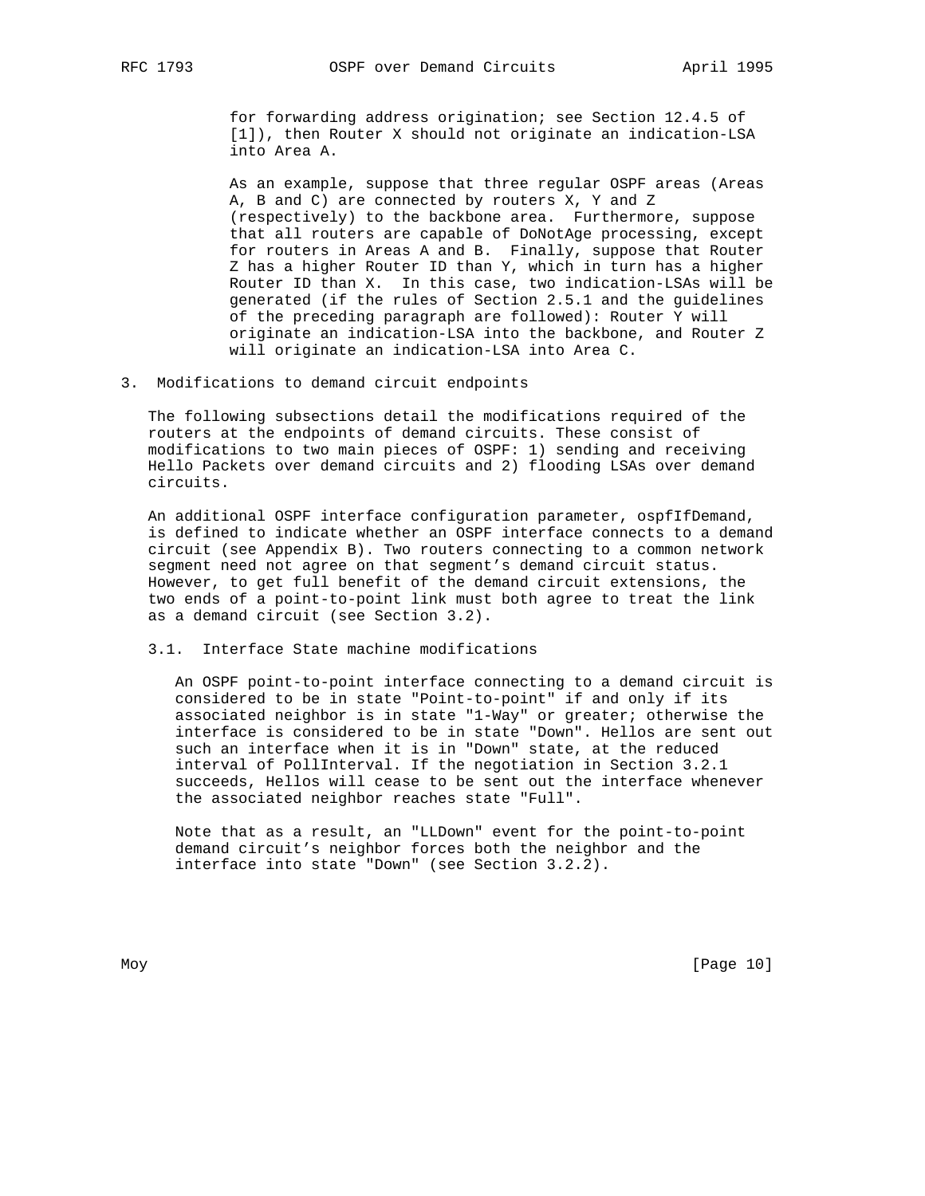for forwarding address origination; see Section 12.4.5 of [1]), then Router X should not originate an indication-LSA into Area A.

As an example, suppose that three regular OSPF areas (Areas A, B and C) are connected by routers X, Y and Z (respectively) to the backbone area. Furthermore, suppose that all routers are capable of DoNotAge processing, except for routers in Areas A and B. Finally, suppose that Router Z has a higher Router ID than Y, which in turn has a higher Router ID than X. In this case, two indication-LSAs will be generated (if the rules of Section 2.5.1 and the guidelines of the preceding paragraph are followed): Router Y will originate an indication-LSA into the backbone, and Router Z will originate an indication-LSA into Area C.

## 3. Modifications to demand circuit endpoints

The following subsections detail the modifications required of the routers at the endpoints of demand circuits. These consist of modifications to two main pieces of OSPF: 1) sending and receiving Hello Packets over demand circuits and 2) flooding LSAs over demand circuits.

An additional OSPF interface configuration parameter, ospfIfDemand, is defined to indicate whether an OSPF interface connects to a demand circuit (see Appendix B). Two routers connecting to a common network segment need not agree on that segment's demand circuit status. However, to get full benefit of the demand circuit extensions, the two ends of a point-to-point link must both agree to treat the link as a demand circuit (see Section 3.2).

### 3.1. Interface State machine modifications

An OSPF point-to-point interface connecting to a demand circuit is considered to be in state "Point-to-point" if and only if its associated neighbor is in state "1-Way" or greater; otherwise the interface is considered to be in state "Down". Hellos are sent out such an interface when it is in "Down" state, at the reduced interval of PollInterval. If the negotiation in Section 3.2.1 succeeds, Hellos will cease to be sent out the interface whenever the associated neighbor reaches state "Full".

Note that as a result, an "LLDown" event for the point-to-point demand circuit's neighbor forces both the neighbor and the interface into state "Down" (see Section 3.2.2).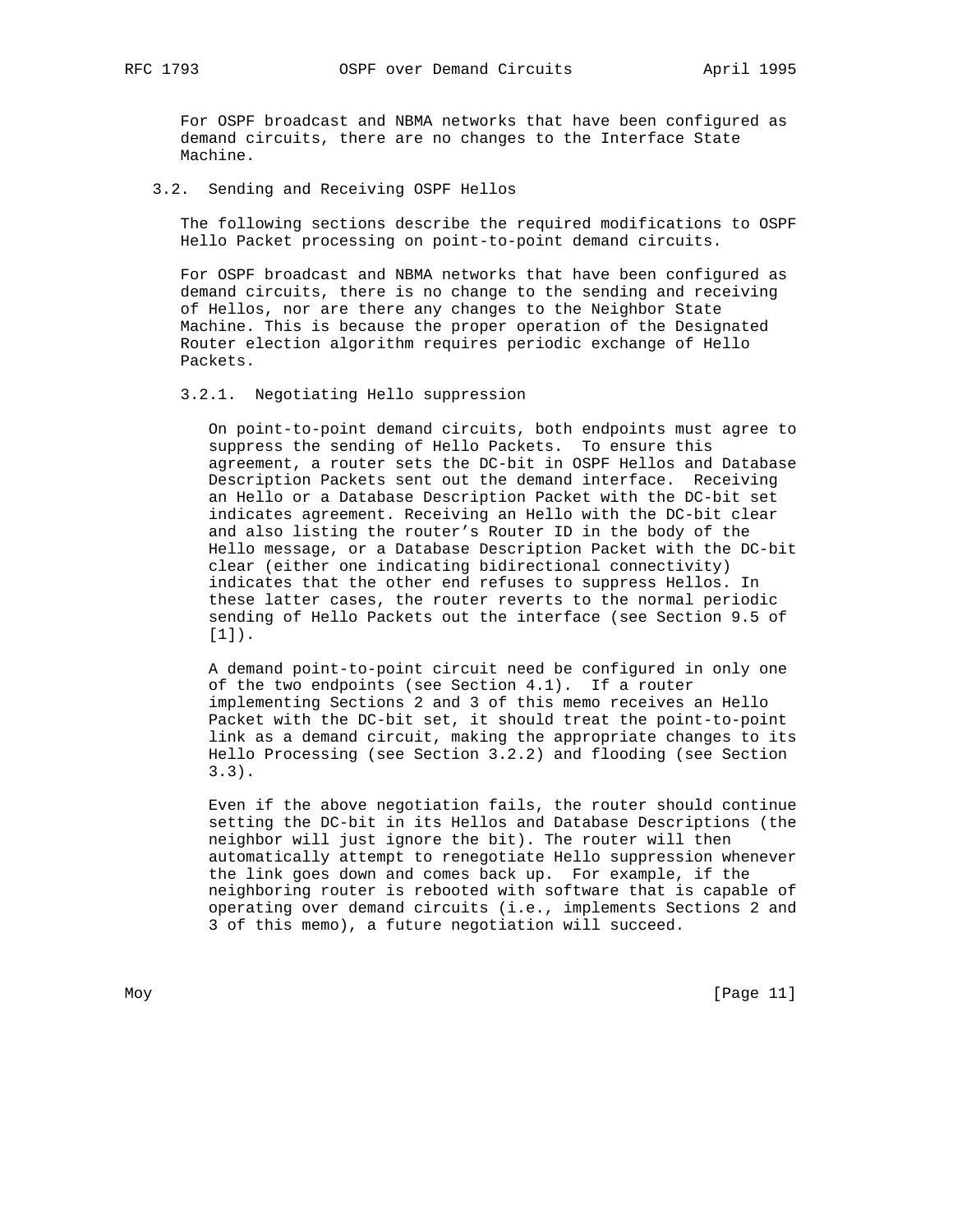For OSPF broadcast and NBMA networks that have been configured as demand circuits, there are no changes to the Interface State Machine.

## 3.2. Sending and Receiving OSPF Hellos

The following sections describe the required modifications to OSPF Hello Packet processing on point-to-point demand circuits.

For OSPF broadcast and NBMA networks that have been configured as demand circuits, there is no change to the sending and receiving of Hellos, nor are there any changes to the Neighbor State Machine. This is because the proper operation of the Designated Router election algorithm requires periodic exchange of Hello Packets.

### 3.2.1. Negotiating Hello suppression

On point-to-point demand circuits, both endpoints must agree to suppress the sending of Hello Packets. To ensure this agreement, a router sets the DC-bit in OSPF Hellos and Database Description Packets sent out the demand interface. Receiving an Hello or a Database Description Packet with the DC-bit set indicates agreement. Receiving an Hello with the DC-bit clear and also listing the router's Router ID in the body of the Hello message, or a Database Description Packet with the DC-bit clear (either one indicating bidirectional connectivity) indicates that the other end refuses to suppress Hellos. In these latter cases, the router reverts to the normal periodic sending of Hello Packets out the interface (see Section 9.5 of [1]).

A demand point-to-point circuit need be configured in only one of the two endpoints (see Section 4.1). If a router implementing Sections 2 and 3 of this memo receives an Hello Packet with the DC-bit set, it should treat the point-to-point link as a demand circuit, making the appropriate changes to its Hello Processing (see Section 3.2.2) and flooding (see Section 3.3).

Even if the above negotiation fails, the router should continue setting the DC-bit in its Hellos and Database Descriptions (the neighbor will just ignore the bit). The router will then automatically attempt to renegotiate Hello suppression whenever the link goes down and comes back up. For example, if the neighboring router is rebooted with software that is capable of operating over demand circuits (i.e., implements Sections 2 and 3 of this memo), a future negotiation will succeed.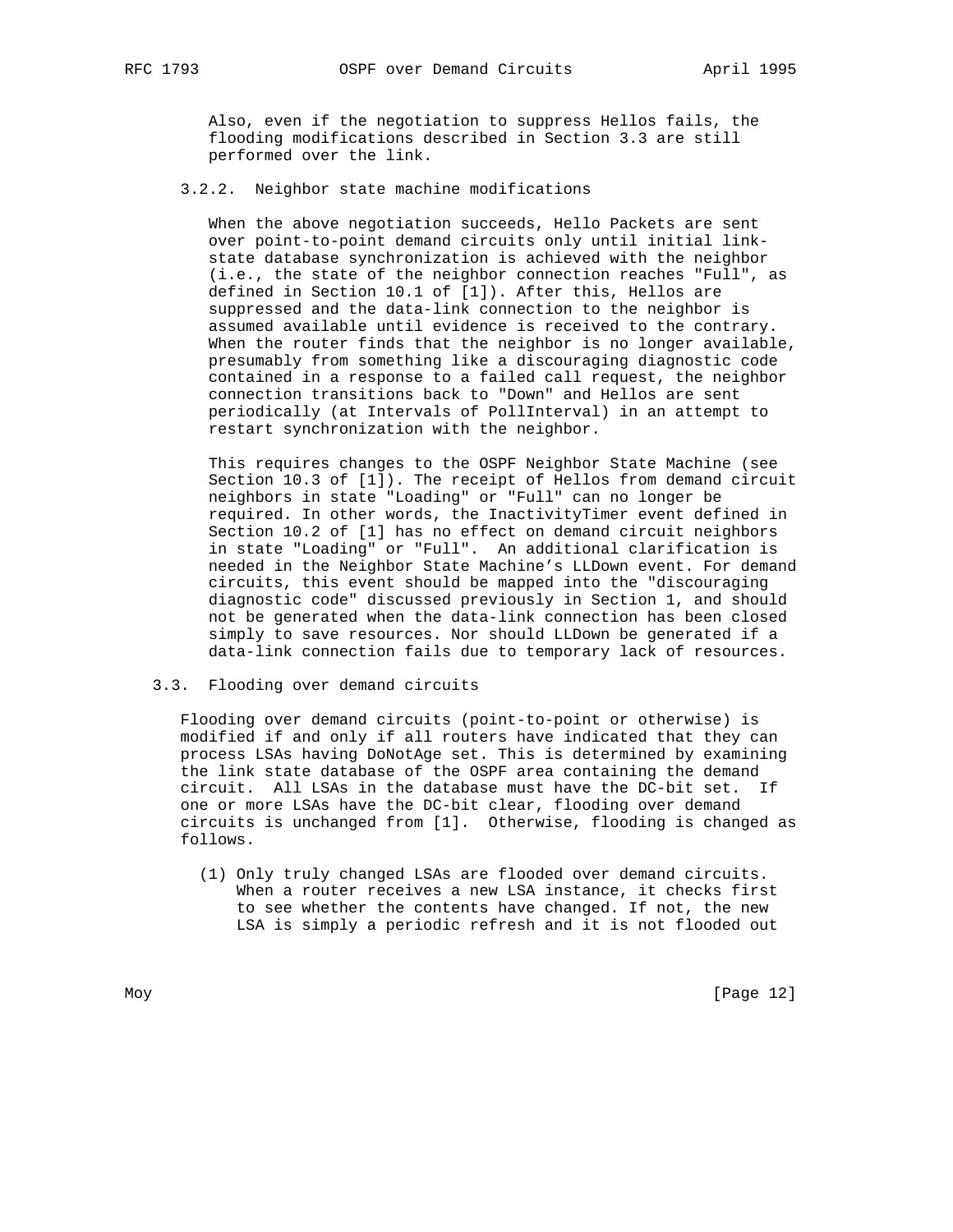Also, even if the negotiation to suppress Hellos fails, the flooding modifications described in Section 3.3 are still performed over the link.

#### 3.2.2. Neighbor state machine modifications

When the above negotiation succeeds, Hello Packets are sent over point-to-point demand circuits only until initial link-state database synchronization is achieved with the neighbor (i.e., the state of the neighbor connection reaches "Full", as defined in Section 10.1 of [1]). After this, Hellos are suppressed and the data-link connection to the neighbor is assumed available until evidence is received to the contrary. When the router finds that the neighbor is no longer available, presumably from something like a discouraging diagnostic code contained in a response to a failed call request, the neighbor connection transitions back to "Down" and Hellos are sent periodically (at Intervals of PollInterval) in an attempt to restart synchronization with the neighbor.

This requires changes to the OSPF Neighbor State Machine (see Section 10.3 of [1]). The receipt of Hellos from demand circuit neighbors in state "Loading" or "Full" can no longer be required. In other words, the InactivityTimer event defined in Section 10.2 of [1] has no effect on demand circuit neighbors in state "Loading" or "Full". An additional clarification is needed in the Neighbor State Machine's LLDown event. For demand circuits, this event should be mapped into the "discouraging diagnostic code" discussed previously in Section 1, and should not be generated when the data-link connection has been closed simply to save resources. Nor should LLDown be generated if a data-link connection fails due to temporary lack of resources.

### 3.3. Flooding over demand circuits

Flooding over demand circuits (point-to-point or otherwise) is modified if and only if all routers have indicated that they can process LSAs having DoNotAge set. This is determined by examining the link state database of the OSPF area containing the demand circuit. All LSAs in the database must have the DC-bit set. If one or more LSAs have the DC-bit clear, flooding over demand circuits is unchanged from [1]. Otherwise, flooding is changed as follows.

(1) Only truly changed LSAs are flooded over demand circuits. When a router receives a new LSA instance, it checks first to see whether the contents have changed. If not, the new LSA is simply a periodic refresh and it is not flooded out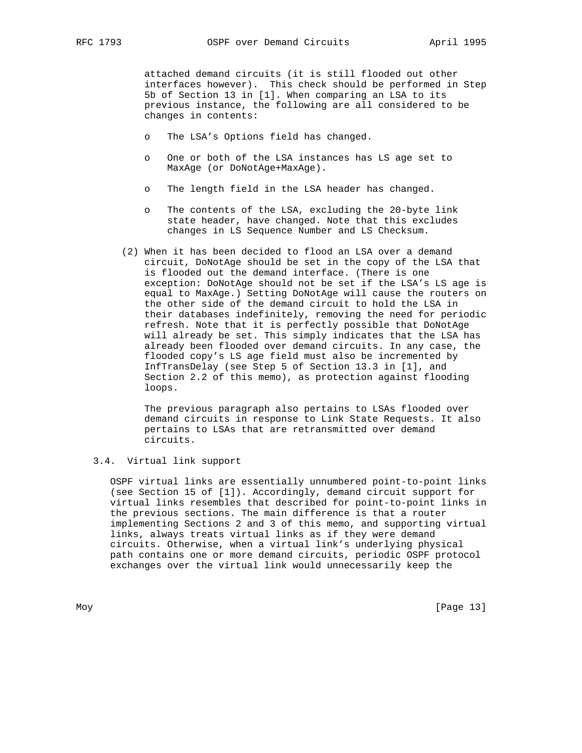attached demand circuits (it is still flooded out other interfaces however). This check should be performed in Step 5b of Section 13 in [1]. When comparing an LSA to its previous instance, the following are all considered to be changes in contents:

- The LSA's Options field has changed.
- One or both of the LSA instances has LS age set to MaxAge (or DoNotAge+MaxAge).
- The length field in the LSA header has changed.
- The contents of the LSA, excluding the 20-byte link state header, have changed. Note that this excludes changes in LS Sequence Number and LS Checksum.

(2) When it has been decided to flood an LSA over a demand circuit, DoNotAge should be set in the copy of the LSA that is flooded out the demand interface. (There is one exception: DoNotAge should not be set if the LSA's LS age is equal to MaxAge.) Setting DoNotAge will cause the routers on the other side of the demand circuit to hold the LSA in their databases indefinitely, removing the need for periodic refresh. Note that it is perfectly possible that DoNotAge will already be set. This simply indicates that the LSA has already been flooded over demand circuits. In any case, the flooded copy's LS age field must also be incremented by InfTransDelay (see Step 5 of Section 13.3 in [1], and Section 2.2 of this memo), as protection against flooding loops.

The previous paragraph also pertains to LSAs flooded over demand circuits in response to Link State Requests. It also pertains to LSAs that are retransmitted over demand circuits.

## 3.4. Virtual link support

OSPF virtual links are essentially unnumbered point-to-point links (see Section 15 of [1]). Accordingly, demand circuit support for virtual links resembles that described for point-to-point links in the previous sections. The main difference is that a router implementing Sections 2 and 3 of this memo, and supporting virtual links, always treats virtual links as if they were demand circuits. Otherwise, when a virtual link's underlying physical path contains one or more demand circuits, periodic OSPF protocol exchanges over the virtual link would unnecessarily keep the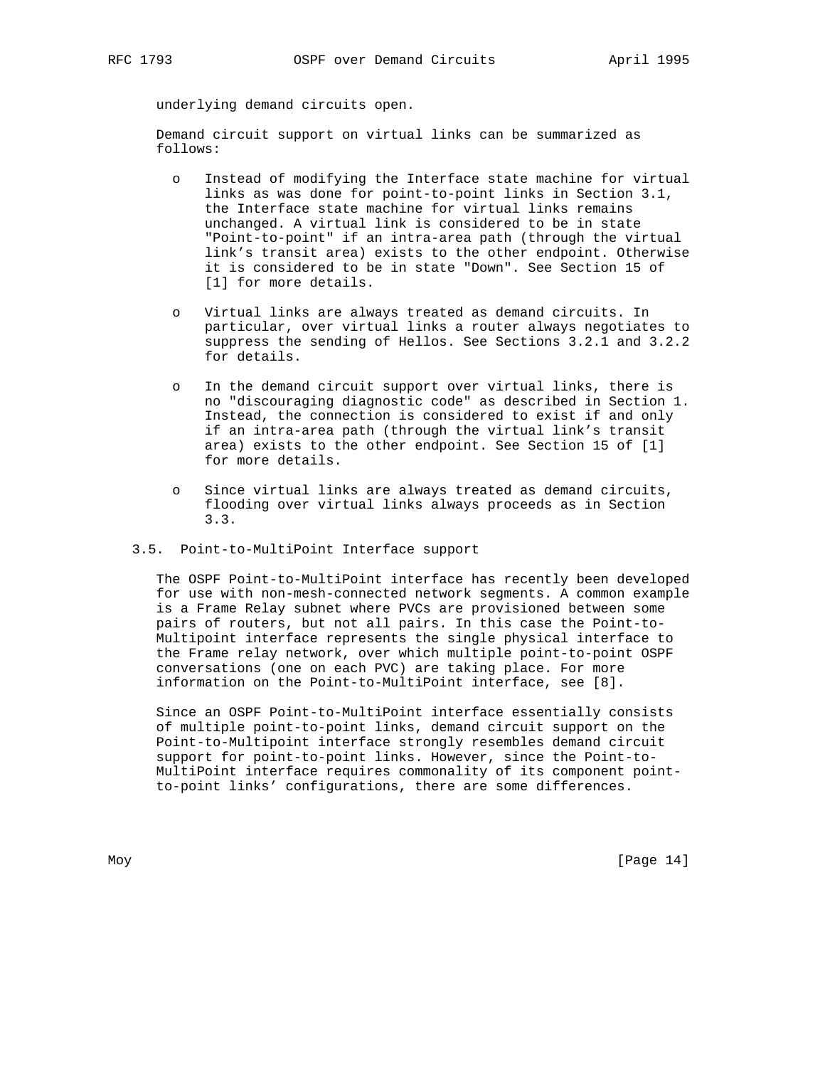underlying demand circuits open.

Demand circuit support on virtual links can be summarized as follows:

- Instead of modifying the Interface state machine for virtual links as was done for point-to-point links in Section 3.1, the Interface state machine for virtual links remains unchanged. A virtual link is considered to be in state "Point-to-point" if an intra-area path (through the virtual link's transit area) exists to the other endpoint. Otherwise it is considered to be in state "Down". See Section 15 of [1] for more details.

- Virtual links are always treated as demand circuits. In particular, over virtual links a router always negotiates to suppress the sending of Hellos. See Sections 3.2.1 and 3.2.2 for details.

- In the demand circuit support over virtual links, there is no "discouraging diagnostic code" as described in Section 1. Instead, the connection is considered to exist if and only if an intra-area path (through the virtual link's transit area) exists to the other endpoint. See Section 15 of [1] for more details.

- Since virtual links are always treated as demand circuits, flooding over virtual links always proceeds as in Section 3.3.

### 3.5. Point-to-MultiPoint Interface support

The OSPF Point-to-MultiPoint interface has recently been developed for use with non-mesh-connected network segments. A common example is a Frame Relay subnet where PVCs are provisioned between some pairs of routers, but not all pairs. In this case the Point-to-Multipoint interface represents the single physical interface to the Frame relay network, over which multiple point-to-point OSPF conversations (one on each PVC) are taking place. For more information on the Point-to-MultiPoint interface, see [8].

Since an OSPF Point-to-MultiPoint interface essentially consists of multiple point-to-point links, demand circuit support on the Point-to-Multipoint interface strongly resembles demand circuit support for point-to-point links. However, since the Point-to-MultiPoint interface requires commonality of its component point-to-point links' configurations, there are some differences.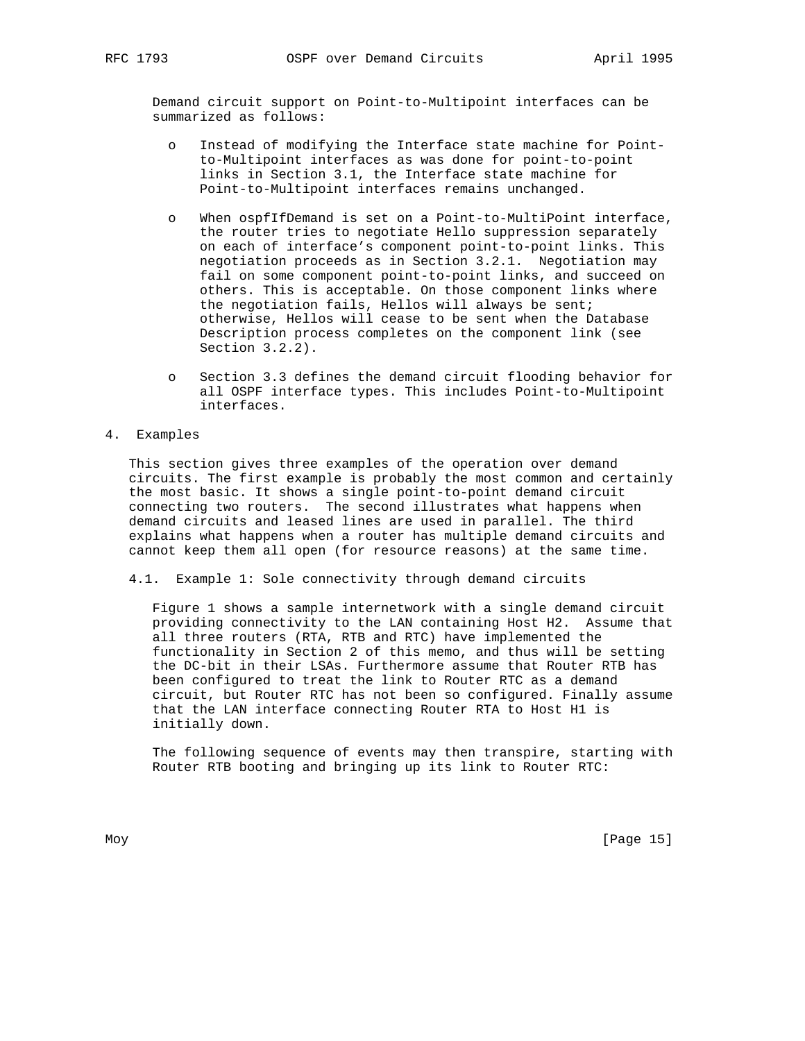Demand circuit support on Point-to-Multipoint interfaces can be summarized as follows:

- Instead of modifying the Interface state machine for Point-to-Multipoint interfaces as was done for point-to-point links in Section 3.1, the Interface state machine for Point-to-Multipoint interfaces remains unchanged.

- When ospfIfDemand is set on a Point-to-MultiPoint interface, the router tries to negotiate Hello suppression separately on each of interface's component point-to-point links. This negotiation proceeds as in Section 3.2.1. Negotiation may fail on some component point-to-point links, and succeed on others. This is acceptable. On those component links where the negotiation fails, Hellos will always be sent; otherwise, Hellos will cease to be sent when the Database Description process completes on the component link (see Section 3.2.2).

- Section 3.3 defines the demand circuit flooding behavior for all OSPF interface types. This includes Point-to-Multipoint interfaces.

# 4. Examples

This section gives three examples of the operation over demand circuits. The first example is probably the most common and certainly the most basic. It shows a single point-to-point demand circuit connecting two routers. The second illustrates what happens when demand circuits and leased lines are used in parallel. The third explains what happens when a router has multiple demand circuits and cannot keep them all open (for resource reasons) at the same time.

## 4.1. Example 1: Sole connectivity through demand circuits

Figure 1 shows a sample internetwork with a single demand circuit providing connectivity to the LAN containing Host H2. Assume that all three routers (RTA, RTB and RTC) have implemented the functionality in Section 2 of this memo, and thus will be setting the DC-bit in their LSAs. Furthermore assume that Router RTB has been configured to treat the link to Router RTC as a demand circuit, but Router RTC has not been so configured. Finally assume that the LAN interface connecting Router RTA to Host H1 is initially down.

The following sequence of events may then transpire, starting with Router RTB booting and bringing up its link to Router RTC: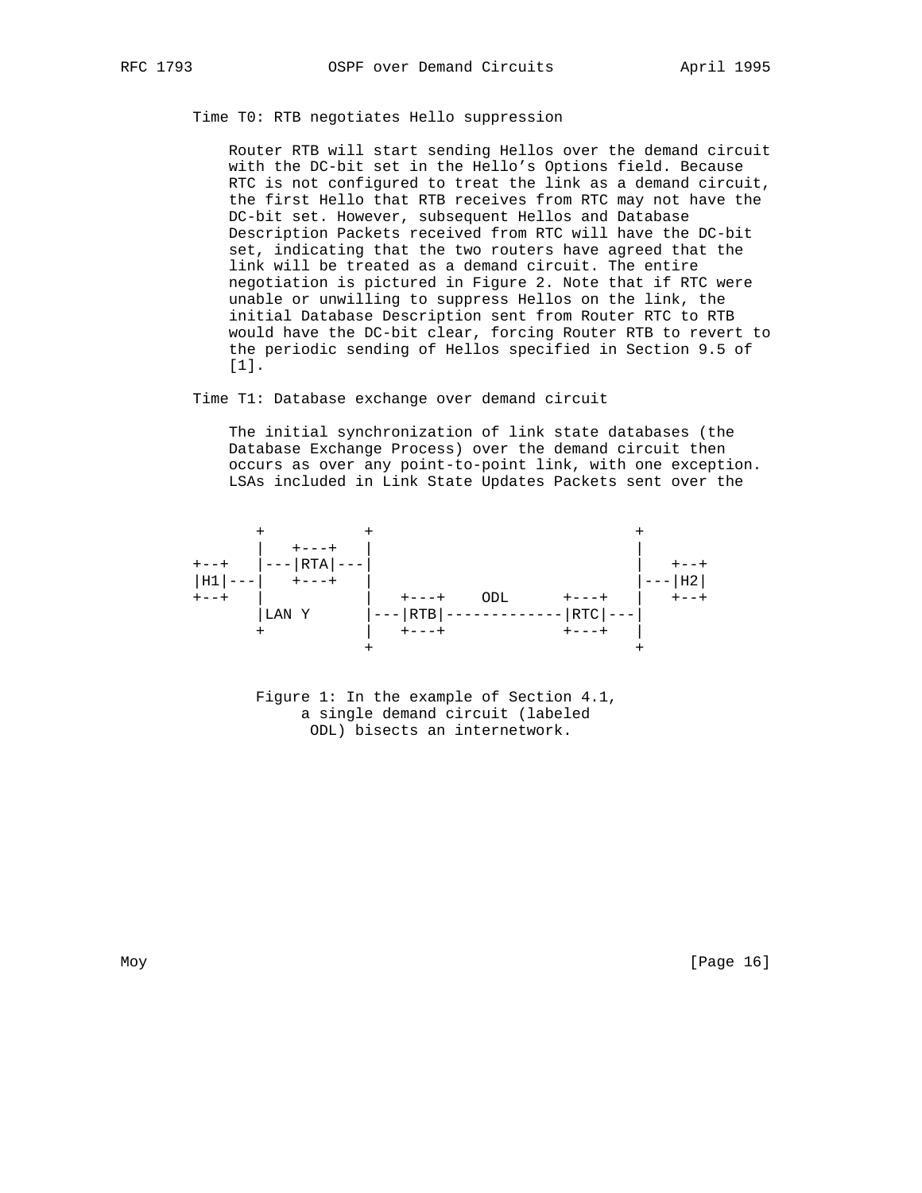Time T0: RTB negotiates Hello suppression

Router RTB will start sending Hellos over the demand circuit with the DC-bit set in the Hello's Options field. Because RTC is not configured to treat the link as a demand circuit, the first Hello that RTB receives from RTC may not have the DC-bit set. However, subsequent Hellos and Database Description Packets received from RTC will have the DC-bit set, indicating that the two routers have agreed that the link will be treated as a demand circuit. The entire negotiation is pictured in Figure 2. Note that if RTC were unable or unwilling to suppress Hellos on the link, the initial Database Description sent from Router RTC to RTB would have the DC-bit clear, forcing Router RTB to revert to the periodic sending of Hellos specified in Section 9.5 of [1].

Time T1: Database exchange over demand circuit

The initial synchronization of link state databases (the Database Exchange Process) over the demand circuit then occurs as over any point-to-point link, with one exception. LSAs included in Link State Updates Packets sent over the

```
       +           +                           +
       |   +---+   |                           |
+--+   |---|RTA|---|                           |   +--+
|H1|---|   +---+   |                           |---|H2|
+--+   |           |   +---+    ODL      +---+ |   +--+
       |LAN Y      |---|RTB|-------------|RTC|---|
       +           |   +---+             +---+ |
                   +                           +
```

Figure 1: In the example of Section 4.1, a single demand circuit (labeled ODL) bisects an internetwork.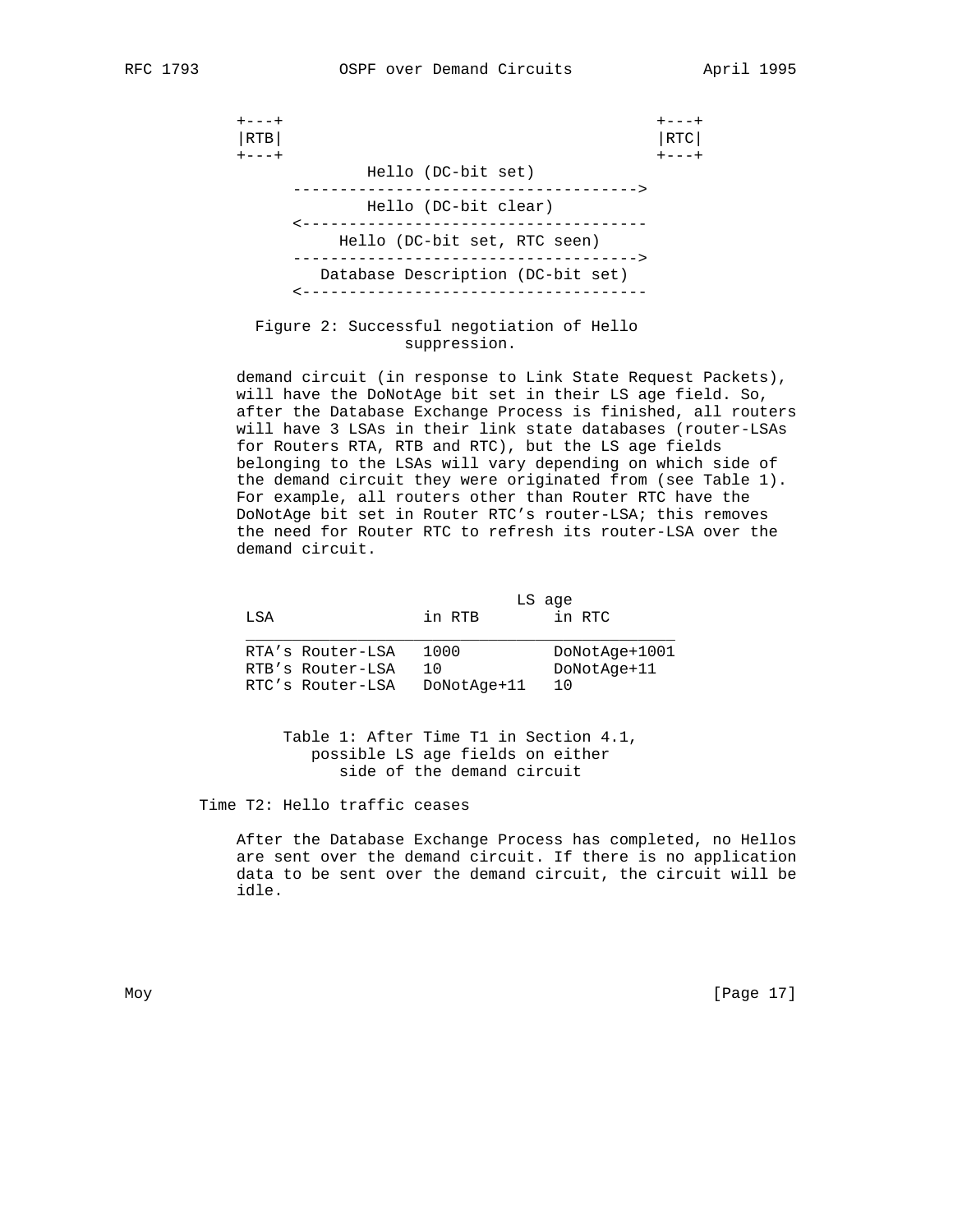```
+---+                                       +---+
|RTB|                                       |RTC|
+---+                                       +---+
             Hello (DC-bit set)
      ------------------------------------->
             Hello (DC-bit clear)
      <-------------------------------------
          Hello (DC-bit set, RTC seen)
      ------------------------------------->
        Database Description (DC-bit set)
      <-------------------------------------
```

Figure 2: Successful negotiation of Hello suppression.

demand circuit (in response to Link State Request Packets), will have the DoNotAge bit set in their LS age field. So, after the Database Exchange Process is finished, all routers will have 3 LSAs in their link state databases (router-LSAs for Routers RTA, RTB and RTC), but the LS age fields belonging to the LSAs will vary depending on which side of the demand circuit they were originated from (see Table 1). For example, all routers other than Router RTC have the DoNotAge bit set in Router RTC's router-LSA; this removes the need for Router RTC to refresh its router-LSA over the demand circuit.

| LSA | LS age in RTB | LS age in RTC |
|---|---|---|
| RTA's Router-LSA | 1000 | DoNotAge+1001 |
| RTB's Router-LSA | 10 | DoNotAge+11 |
| RTC's Router-LSA | DoNotAge+11 | 10 |

Table 1: After Time T1 in Section 4.1, possible LS age fields on either side of the demand circuit

Time T2: Hello traffic ceases

After the Database Exchange Process has completed, no Hellos are sent over the demand circuit. If there is no application data to be sent over the demand circuit, the circuit will be idle.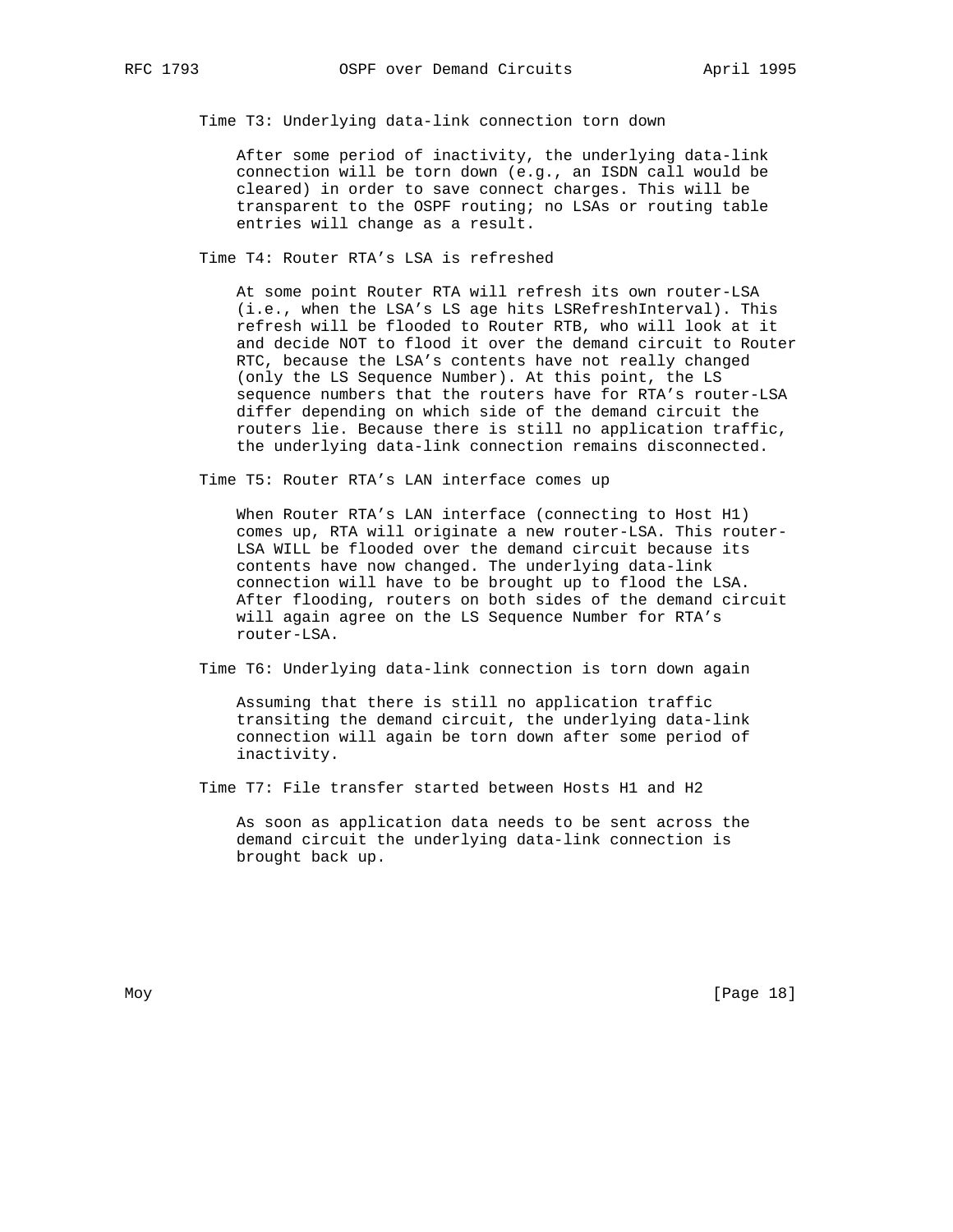Time T3: Underlying data-link connection torn down

After some period of inactivity, the underlying data-link connection will be torn down (e.g., an ISDN call would be cleared) in order to save connect charges. This will be transparent to the OSPF routing; no LSAs or routing table entries will change as a result.

Time T4: Router RTA's LSA is refreshed

At some point Router RTA will refresh its own router-LSA (i.e., when the LSA's LS age hits LSRefreshInterval). This refresh will be flooded to Router RTB, who will look at it and decide NOT to flood it over the demand circuit to Router RTC, because the LSA's contents have not really changed (only the LS Sequence Number). At this point, the LS sequence numbers that the routers have for RTA's router-LSA differ depending on which side of the demand circuit the routers lie. Because there is still no application traffic, the underlying data-link connection remains disconnected.

Time T5: Router RTA's LAN interface comes up

When Router RTA's LAN interface (connecting to Host H1) comes up, RTA will originate a new router-LSA. This router-LSA WILL be flooded over the demand circuit because its contents have now changed. The underlying data-link connection will have to be brought up to flood the LSA. After flooding, routers on both sides of the demand circuit will again agree on the LS Sequence Number for RTA's router-LSA.

Time T6: Underlying data-link connection is torn down again

Assuming that there is still no application traffic transiting the demand circuit, the underlying data-link connection will again be torn down after some period of inactivity.

Time T7: File transfer started between Hosts H1 and H2

As soon as application data needs to be sent across the demand circuit the underlying data-link connection is brought back up.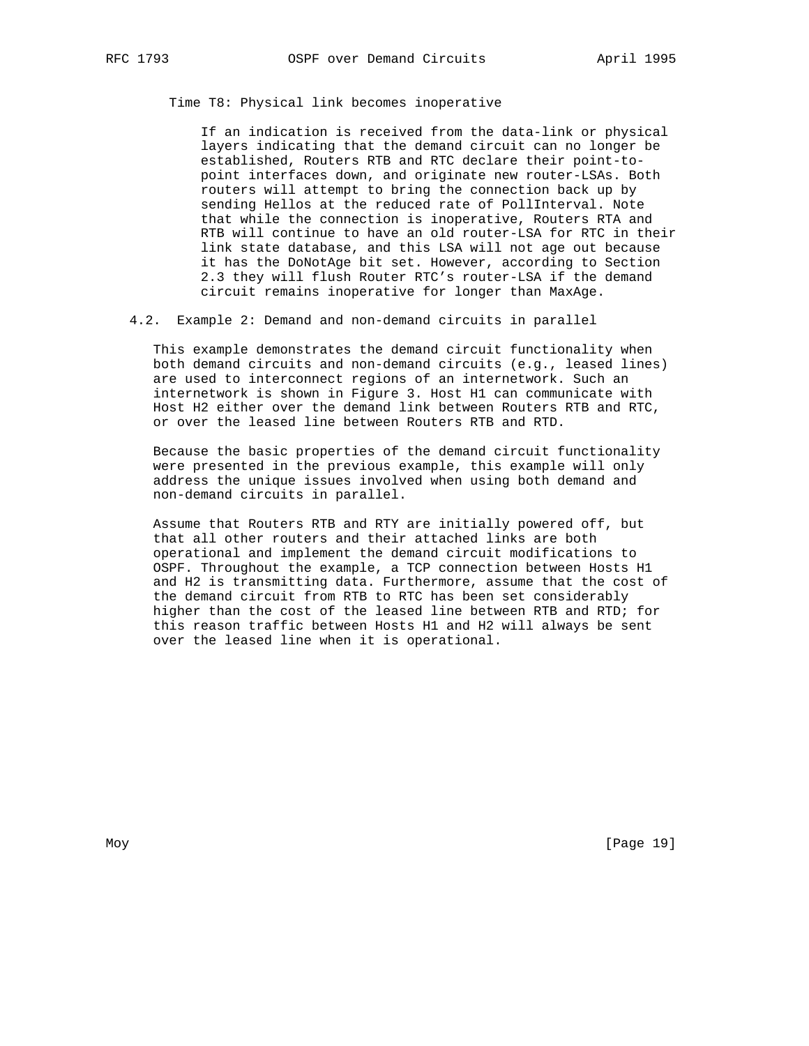Time T8: Physical link becomes inoperative

If an indication is received from the data-link or physical layers indicating that the demand circuit can no longer be established, Routers RTB and RTC declare their point-to-point interfaces down, and originate new router-LSAs. Both routers will attempt to bring the connection back up by sending Hellos at the reduced rate of PollInterval. Note that while the connection is inoperative, Routers RTA and RTB will continue to have an old router-LSA for RTC in their link state database, and this LSA will not age out because it has the DoNotAge bit set. However, according to Section 2.3 they will flush Router RTC's router-LSA if the demand circuit remains inoperative for longer than MaxAge.

## 4.2. Example 2: Demand and non-demand circuits in parallel

This example demonstrates the demand circuit functionality when both demand circuits and non-demand circuits (e.g., leased lines) are used to interconnect regions of an internetwork. Such an internetwork is shown in Figure 3. Host H1 can communicate with Host H2 either over the demand link between Routers RTB and RTC, or over the leased line between Routers RTB and RTD.

Because the basic properties of the demand circuit functionality were presented in the previous example, this example will only address the unique issues involved when using both demand and non-demand circuits in parallel.

Assume that Routers RTB and RTY are initially powered off, but that all other routers and their attached links are both operational and implement the demand circuit modifications to OSPF. Throughout the example, a TCP connection between Hosts H1 and H2 is transmitting data. Furthermore, assume that the cost of the demand circuit from RTB to RTC has been set considerably higher than the cost of the leased line between RTB and RTD; for this reason traffic between Hosts H1 and H2 will always be sent over the leased line when it is operational.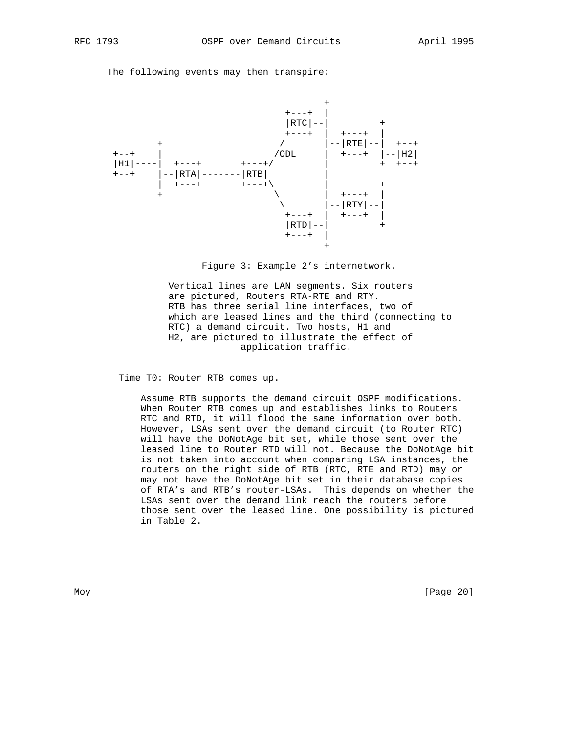The following events may then transpire:

```
                                            +
                                      +---+  |
                                      |RTC|--|         +
                                      +---+  |  +---+  |
              +                     /        |--|RTE|--|  +--+
        +--+  |                    /ODL      |  +---+  |--|H2|
        |H1|----|  +---+       +---+/         |         +  +--+
        +--+    |--|RTA|-------|RTB|          |
                |  +---+       +---+\         |         +
                +                    \        |  +---+  |
                                      \       |--|RTY|--|
                                      +---+  |  +---+  |
                                      |RTD|--|         +
                                      +---+  |
                                             +
```

Figure 3: Example 2’s internetwork.

Vertical lines are LAN segments. Six routers are pictured, Routers RTA-RTE and RTY. RTB has three serial line interfaces, two of which are leased lines and the third (connecting to RTC) a demand circuit. Two hosts, H1 and H2, are pictured to illustrate the effect of application traffic.

Time T0: Router RTB comes up.

Assume RTB supports the demand circuit OSPF modifications. When Router RTB comes up and establishes links to Routers RTC and RTD, it will flood the same information over both. However, LSAs sent over the demand circuit (to Router RTC) will have the DoNotAge bit set, while those sent over the leased line to Router RTD will not. Because the DoNotAge bit is not taken into account when comparing LSA instances, the routers on the right side of RTB (RTC, RTE and RTD) may or may not have the DoNotAge bit set in their database copies of RTA’s and RTB’s router-LSAs. This depends on whether the LSAs sent over the demand link reach the routers before those sent over the leased line. One possibility is pictured in Table 2.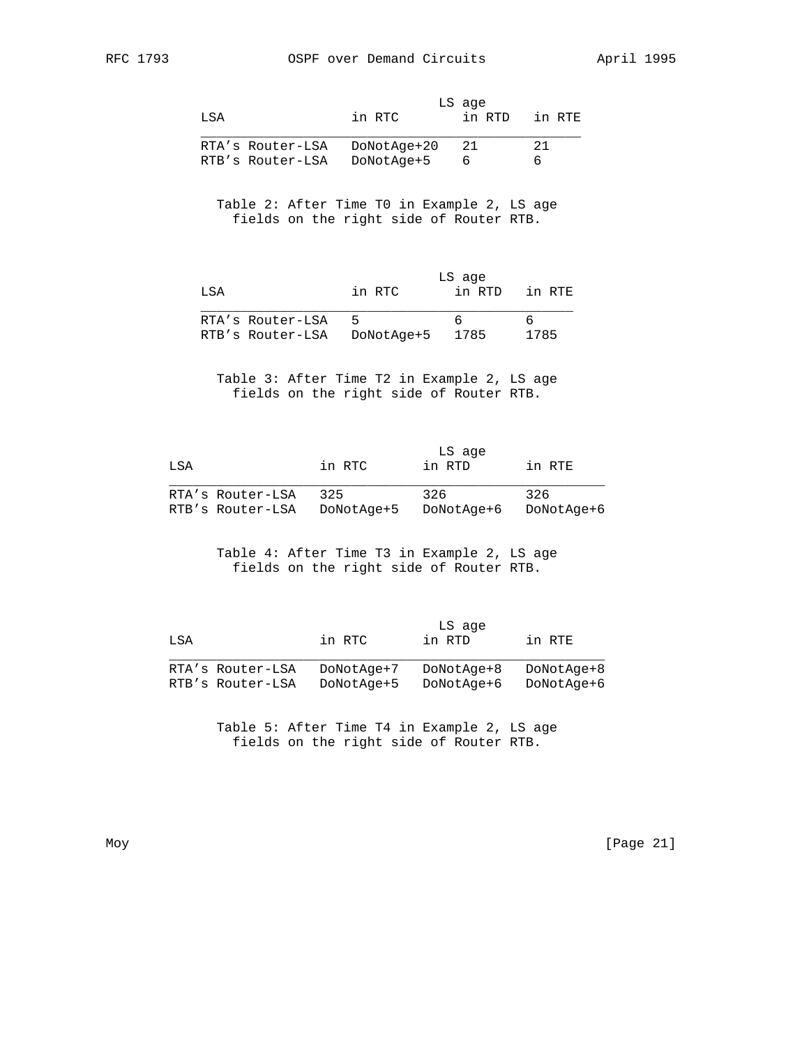| LSA | LS age in RTC | in RTD | in RTE |
|---|---|---|---|
| RTA's Router-LSA | DoNotAge+20 | 21 | 21 |
| RTB's Router-LSA | DoNotAge+5 | 6 | 6 |

Table 2: After Time T0 in Example 2, LS age fields on the right side of Router RTB.

| LSA | LS age in RTC | in RTD | in RTE |
|---|---|---|---|
| RTA's Router-LSA | 5 | 6 | 6 |
| RTB's Router-LSA | DoNotAge+5 | 1785 | 1785 |

Table 3: After Time T2 in Example 2, LS age fields on the right side of Router RTB.

| LSA | LS age in RTC | in RTD | in RTE |
|---|---|---|---|
| RTA's Router-LSA | 325 | 326 | 326 |
| RTB's Router-LSA | DoNotAge+5 | DoNotAge+6 | DoNotAge+6 |

Table 4: After Time T3 in Example 2, LS age fields on the right side of Router RTB.

| LSA | LS age in RTC | in RTD | in RTE |
|---|---|---|---|
| RTA's Router-LSA | DoNotAge+7 | DoNotAge+8 | DoNotAge+8 |
| RTB's Router-LSA | DoNotAge+5 | DoNotAge+6 | DoNotAge+6 |

Table 5: After Time T4 in Example 2, LS age fields on the right side of Router RTB.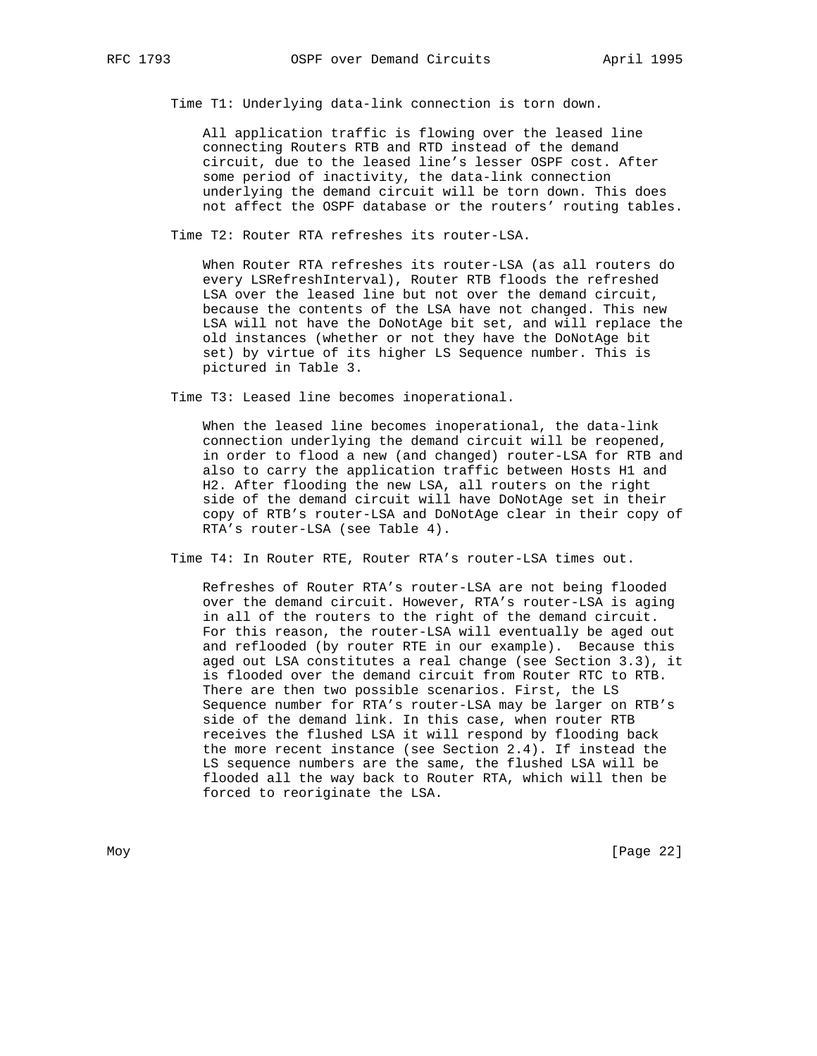Time T1: Underlying data-link connection is torn down.

All application traffic is flowing over the leased line connecting Routers RTB and RTD instead of the demand circuit, due to the leased line's lesser OSPF cost. After some period of inactivity, the data-link connection underlying the demand circuit will be torn down. This does not affect the OSPF database or the routers' routing tables.

Time T2: Router RTA refreshes its router-LSA.

When Router RTA refreshes its router-LSA (as all routers do every LSRefreshInterval), Router RTB floods the refreshed LSA over the leased line but not over the demand circuit, because the contents of the LSA have not changed. This new LSA will not have the DoNotAge bit set, and will replace the old instances (whether or not they have the DoNotAge bit set) by virtue of its higher LS Sequence number. This is pictured in Table 3.

Time T3: Leased line becomes inoperational.

When the leased line becomes inoperational, the data-link connection underlying the demand circuit will be reopened, in order to flood a new (and changed) router-LSA for RTB and also to carry the application traffic between Hosts H1 and H2. After flooding the new LSA, all routers on the right side of the demand circuit will have DoNotAge set in their copy of RTB's router-LSA and DoNotAge clear in their copy of RTA's router-LSA (see Table 4).

Time T4: In Router RTE, Router RTA's router-LSA times out.

Refreshes of Router RTA's router-LSA are not being flooded over the demand circuit. However, RTA's router-LSA is aging in all of the routers to the right of the demand circuit. For this reason, the router-LSA will eventually be aged out and reflooded (by router RTE in our example). Because this aged out LSA constitutes a real change (see Section 3.3), it is flooded over the demand circuit from Router RTC to RTB. There are then two possible scenarios. First, the LS Sequence number for RTA's router-LSA may be larger on RTB's side of the demand link. In this case, when router RTB receives the flushed LSA it will respond by flooding back the more recent instance (see Section 2.4). If instead the LS sequence numbers are the same, the flushed LSA will be flooded all the way back to Router RTA, which will then be forced to reoriginate the LSA.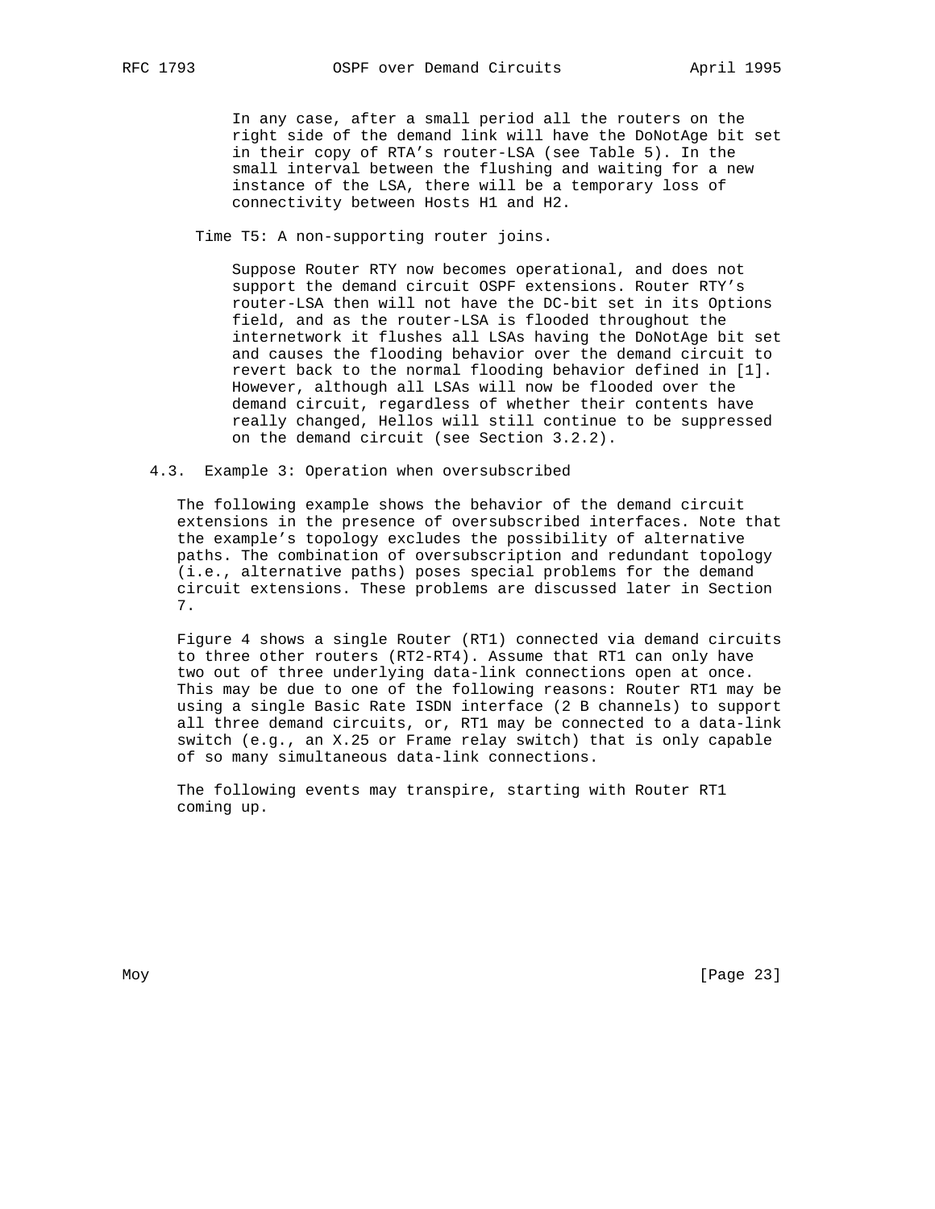In any case, after a small period all the routers on the right side of the demand link will have the DoNotAge bit set in their copy of RTA's router-LSA (see Table 5). In the small interval between the flushing and waiting for a new instance of the LSA, there will be a temporary loss of connectivity between Hosts H1 and H2.

Time T5: A non-supporting router joins.

Suppose Router RTY now becomes operational, and does not support the demand circuit OSPF extensions. Router RTY's router-LSA then will not have the DC-bit set in its Options field, and as the router-LSA is flooded throughout the internetwork it flushes all LSAs having the DoNotAge bit set and causes the flooding behavior over the demand circuit to revert back to the normal flooding behavior defined in [1]. However, although all LSAs will now be flooded over the demand circuit, regardless of whether their contents have really changed, Hellos will still continue to be suppressed on the demand circuit (see Section 3.2.2).

### 4.3. Example 3: Operation when oversubscribed

The following example shows the behavior of the demand circuit extensions in the presence of oversubscribed interfaces. Note that the example's topology excludes the possibility of alternative paths. The combination of oversubscription and redundant topology (i.e., alternative paths) poses special problems for the demand circuit extensions. These problems are discussed later in Section 7.

Figure 4 shows a single Router (RT1) connected via demand circuits to three other routers (RT2-RT4). Assume that RT1 can only have two out of three underlying data-link connections open at once. This may be due to one of the following reasons: Router RT1 may be using a single Basic Rate ISDN interface (2 B channels) to support all three demand circuits, or, RT1 may be connected to a data-link switch (e.g., an X.25 or Frame relay switch) that is only capable of so many simultaneous data-link connections.

The following events may transpire, starting with Router RT1 coming up.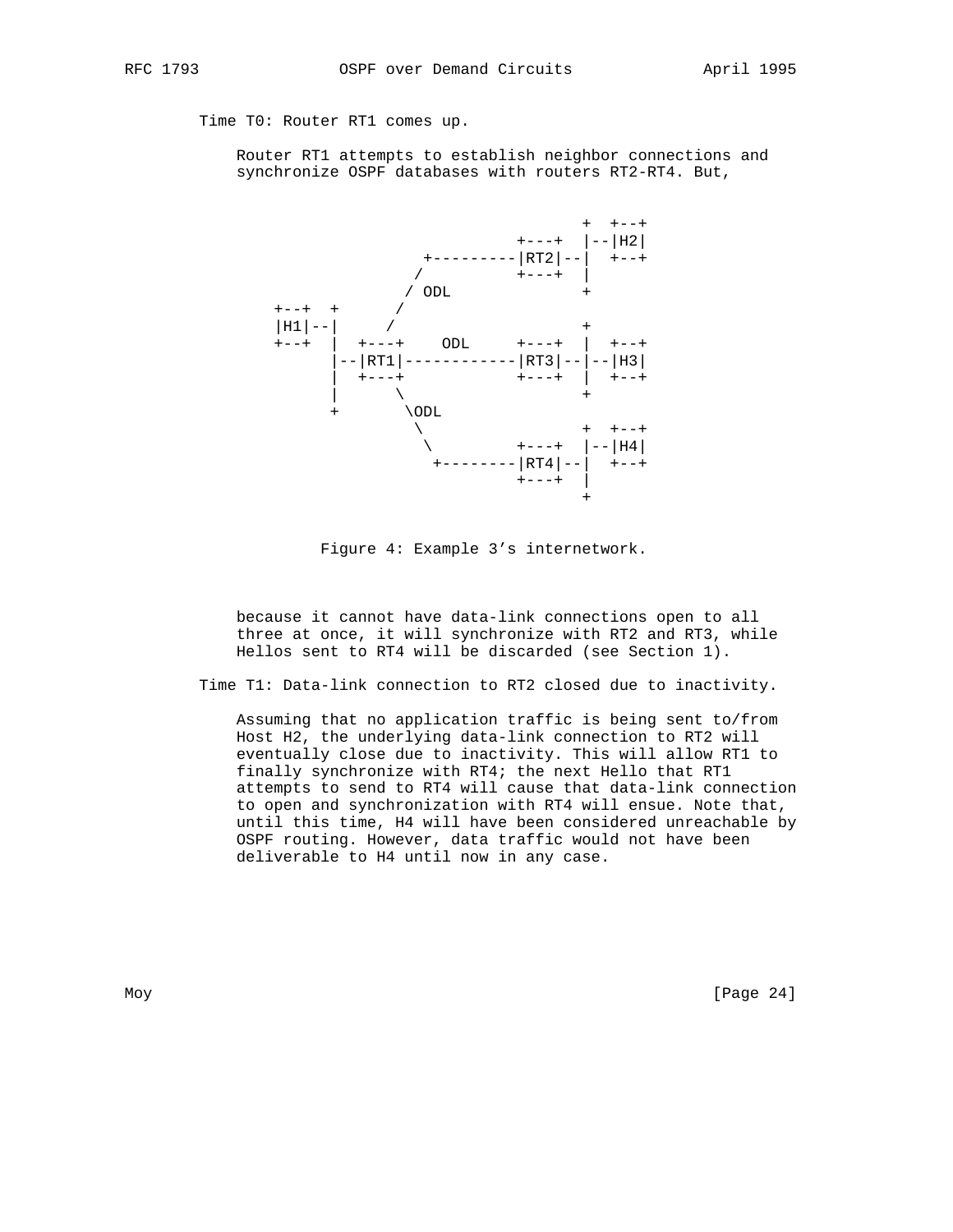Time T0: Router RT1 comes up.

Router RT1 attempts to establish neighbor connections and synchronize OSPF databases with routers RT2-RT4. But,

```
                                      +  +--+
                               +---+  |--|H2|
                     +---------|RT2|--|  +--+
                    /          +---+  |
                   / ODL              +
    +--+  +       /
    |H1|--|      /                    +
    +--+  |  +---+    ODL     +---+  |  +--+
          |--|RT1|------------|RT3|--|--|H3|
          |  +---+            +---+  |  +--+
          |      \                    +
          +       \ODL
                   \                  +  +--+
                    \          +---+  |--|H4|
                     +---------|RT4|--|  +--+
                               +---+  |
                                      +
```

Figure 4: Example 3's internetwork.

because it cannot have data-link connections open to all three at once, it will synchronize with RT2 and RT3, while Hellos sent to RT4 will be discarded (see Section 1).

Time T1: Data-link connection to RT2 closed due to inactivity.

Assuming that no application traffic is being sent to/from Host H2, the underlying data-link connection to RT2 will eventually close due to inactivity. This will allow RT1 to finally synchronize with RT4; the next Hello that RT1 attempts to send to RT4 will cause that data-link connection to open and synchronization with RT4 will ensue. Note that, until this time, H4 will have been considered unreachable by OSPF routing. However, data traffic would not have been deliverable to H4 until now in any case.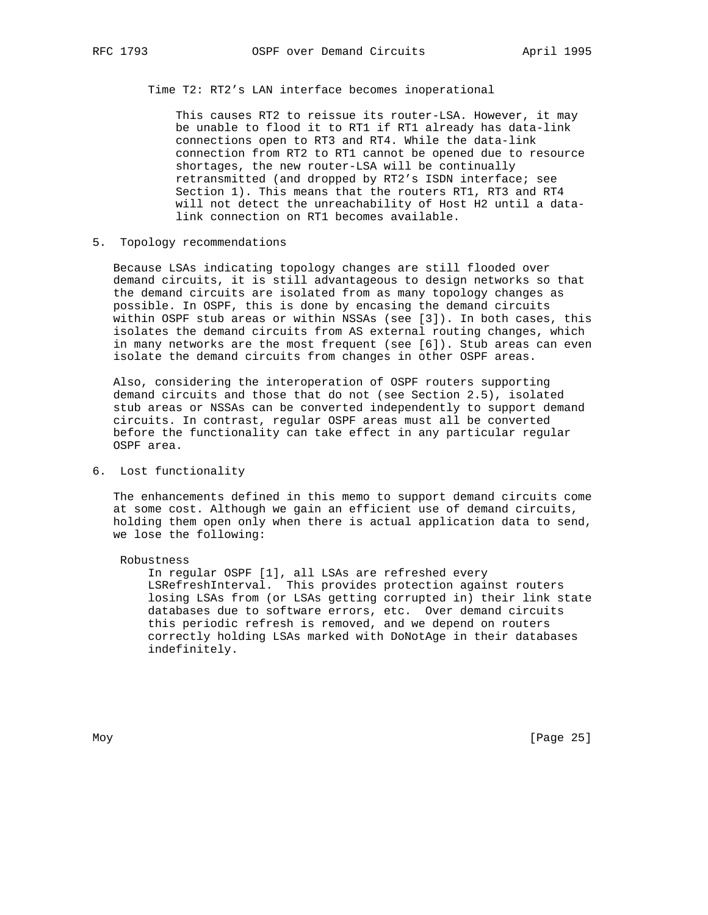Time T2: RT2's LAN interface becomes inoperational

This causes RT2 to reissue its router-LSA. However, it may be unable to flood it to RT1 if RT1 already has data-link connections open to RT3 and RT4. While the data-link connection from RT2 to RT1 cannot be opened due to resource shortages, the new router-LSA will be continually retransmitted (and dropped by RT2's ISDN interface; see Section 1). This means that the routers RT1, RT3 and RT4 will not detect the unreachability of Host H2 until a data-link connection on RT1 becomes available.

## 5. Topology recommendations

Because LSAs indicating topology changes are still flooded over demand circuits, it is still advantageous to design networks so that the demand circuits are isolated from as many topology changes as possible. In OSPF, this is done by encasing the demand circuits within OSPF stub areas or within NSSAs (see [3]). In both cases, this isolates the demand circuits from AS external routing changes, which in many networks are the most frequent (see [6]). Stub areas can even isolate the demand circuits from changes in other OSPF areas.

Also, considering the interoperation of OSPF routers supporting demand circuits and those that do not (see Section 2.5), isolated stub areas or NSSAs can be converted independently to support demand circuits. In contrast, regular OSPF areas must all be converted before the functionality can take effect in any particular regular OSPF area.

## 6. Lost functionality

The enhancements defined in this memo to support demand circuits come at some cost. Although we gain an efficient use of demand circuits, holding them open only when there is actual application data to send, we lose the following:

Robustness

In regular OSPF [1], all LSAs are refreshed every LSRefreshInterval. This provides protection against routers losing LSAs from (or LSAs getting corrupted in) their link state databases due to software errors, etc. Over demand circuits this periodic refresh is removed, and we depend on routers correctly holding LSAs marked with DoNotAge in their databases indefinitely.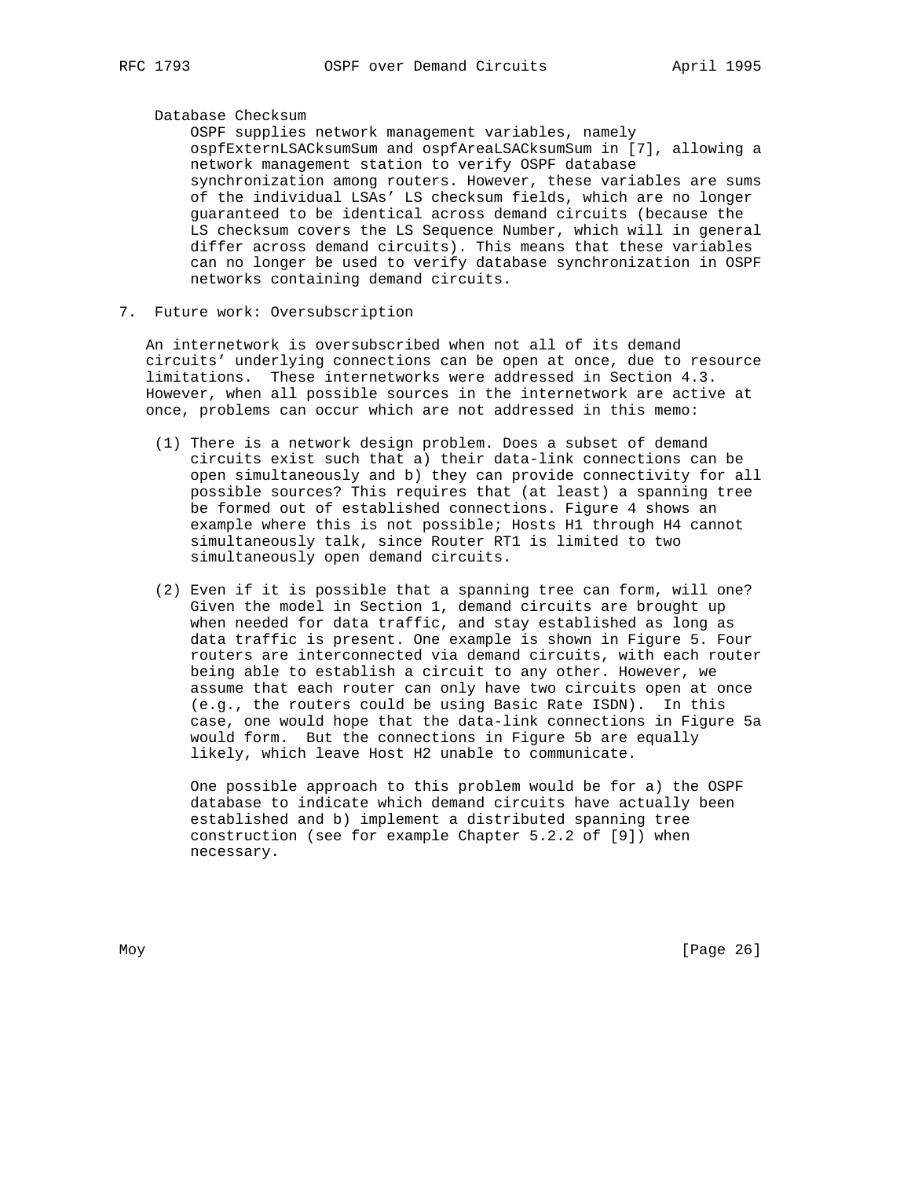Database Checksum

OSPF supplies network management variables, namely ospfExternLSACksumSum and ospfAreaLSACksumSum in [7], allowing a network management station to verify OSPF database synchronization among routers. However, these variables are sums of the individual LSAs' LS checksum fields, which are no longer guaranteed to be identical across demand circuits (because the LS checksum covers the LS Sequence Number, which will in general differ across demand circuits). This means that these variables can no longer be used to verify database synchronization in OSPF networks containing demand circuits.

## 7. Future work: Oversubscription

An internetwork is oversubscribed when not all of its demand circuits' underlying connections can be open at once, due to resource limitations. These internetworks were addressed in Section 4.3. However, when all possible sources in the internetwork are active at once, problems can occur which are not addressed in this memo:

(1) There is a network design problem. Does a subset of demand circuits exist such that a) their data-link connections can be open simultaneously and b) they can provide connectivity for all possible sources? This requires that (at least) a spanning tree be formed out of established connections. Figure 4 shows an example where this is not possible; Hosts H1 through H4 cannot simultaneously talk, since Router RT1 is limited to two simultaneously open demand circuits.

(2) Even if it is possible that a spanning tree can form, will one? Given the model in Section 1, demand circuits are brought up when needed for data traffic, and stay established as long as data traffic is present. One example is shown in Figure 5. Four routers are interconnected via demand circuits, with each router being able to establish a circuit to any other. However, we assume that each router can only have two circuits open at once (e.g., the routers could be using Basic Rate ISDN). In this case, one would hope that the data-link connections in Figure 5a would form. But the connections in Figure 5b are equally likely, which leave Host H2 unable to communicate.

One possible approach to this problem would be for a) the OSPF database to indicate which demand circuits have actually been established and b) implement a distributed spanning tree construction (see for example Chapter 5.2.2 of [9]) when necessary.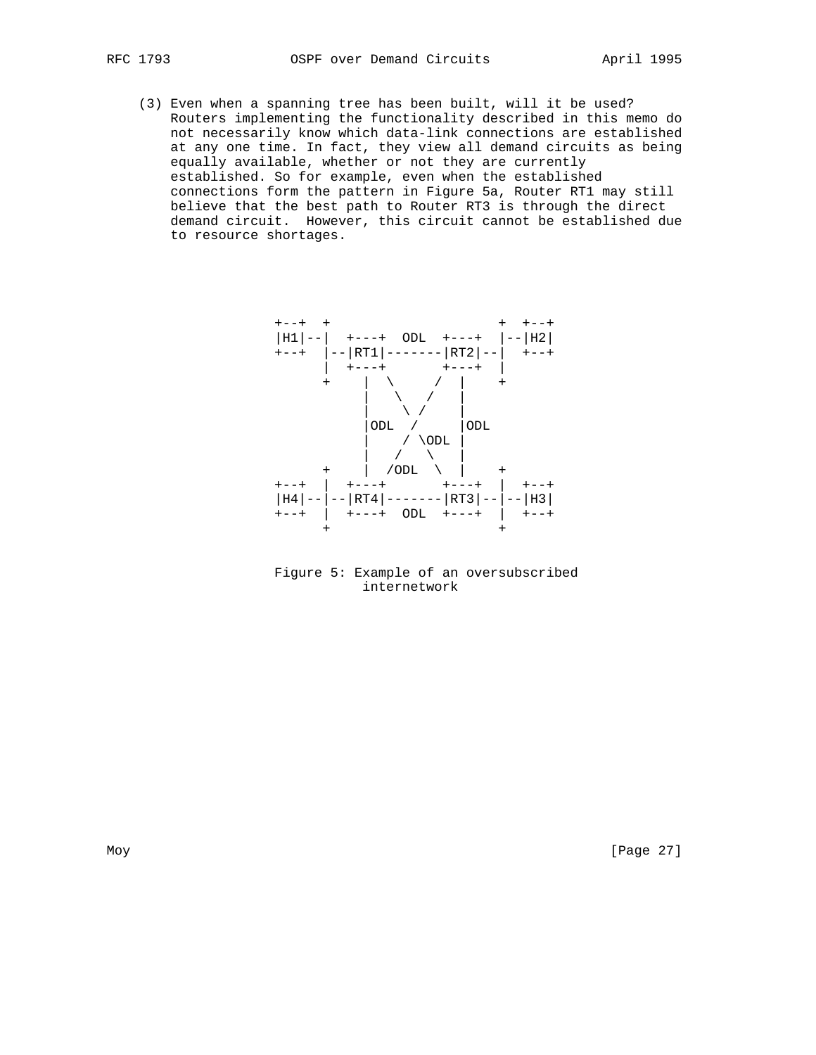(3) Even when a spanning tree has been built, will it be used? Routers implementing the functionality described in this memo do not necessarily know which data-link connections are established at any one time. In fact, they view all demand circuits as being equally available, whether or not they are currently established. So for example, even when the established connections form the pattern in Figure 5a, Router RT1 may still believe that the best path to Router RT3 is through the direct demand circuit. However, this circuit cannot be established due to resource shortages.

```
+--+  +                       +  +--+
|H1|--|  +---+  ODL  +---+  |--|H2|
+--+  |--|RT1|-------|RT2|--|  +--+
      |  +---+       +---+  |
      +    |  \     /  |    +
           |   \   /   |
           |    \ /    |
           |ODL  /     |ODL
           |    / \ODL |
           |   /   \   |
      +    |  /ODL  \  |    +
+--+  |  +---+       +---+  |  +--+
|H4|--|--|RT4|-------|RT3|--|--|H3|
+--+  |  +---+  ODL  +---+  |  +--+
      +                       +
```

Figure 5: Example of an oversubscribed internetwork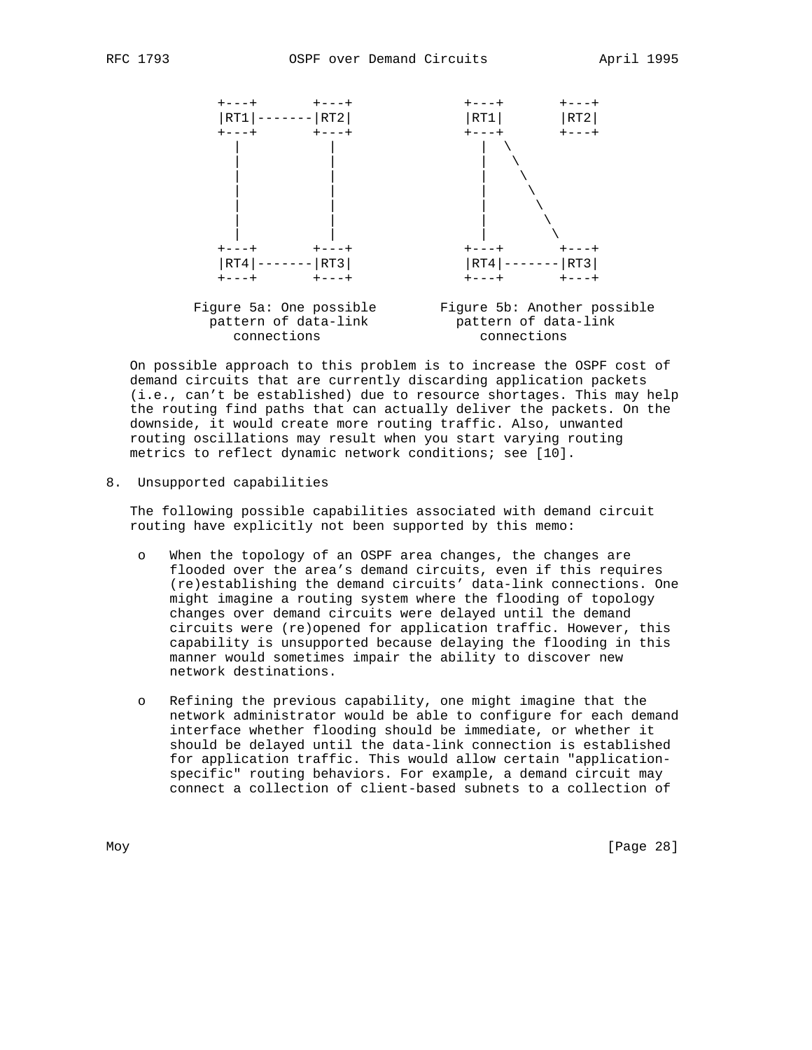```
           +---+       +---+               +---+       +---+
           |RT1|-------|RT2|               |RT1|       |RT2|
           +---+       +---+               +---+       +---+
             |           |                   |  \
             |           |                   |   \
             |           |                   |    \
             |           |                   |     \
             |           |                   |      \
             |           |                   |       \
             |           |                   |        \
           +---+       +---+               +---+       +---+
           |RT4|-------|RT3|               |RT4|-------|RT3|
           +---+       +---+               +---+       +---+

        Figure 5a: One possible        Figure 5b: Another possible
          pattern of data-link           pattern of data-link
             connections                    connections
```

On possible approach to this problem is to increase the OSPF cost of demand circuits that are currently discarding application packets (i.e., can't be established) due to resource shortages. This may help the routing find paths that can actually deliver the packets. On the downside, it would create more routing traffic. Also, unwanted routing oscillations may result when you start varying routing metrics to reflect dynamic network conditions; see [10].

## 8. Unsupported capabilities

The following possible capabilities associated with demand circuit routing have explicitly not been supported by this memo:

- When the topology of an OSPF area changes, the changes are flooded over the area's demand circuits, even if this requires (re)establishing the demand circuits' data-link connections. One might imagine a routing system where the flooding of topology changes over demand circuits were delayed until the demand circuits were (re)opened for application traffic. However, this capability is unsupported because delaying the flooding in this manner would sometimes impair the ability to discover new network destinations.

- Refining the previous capability, one might imagine that the network administrator would be able to configure for each demand interface whether flooding should be immediate, or whether it should be delayed until the data-link connection is established for application traffic. This would allow certain "application-specific" routing behaviors. For example, a demand circuit may connect a collection of client-based subnets to a collection of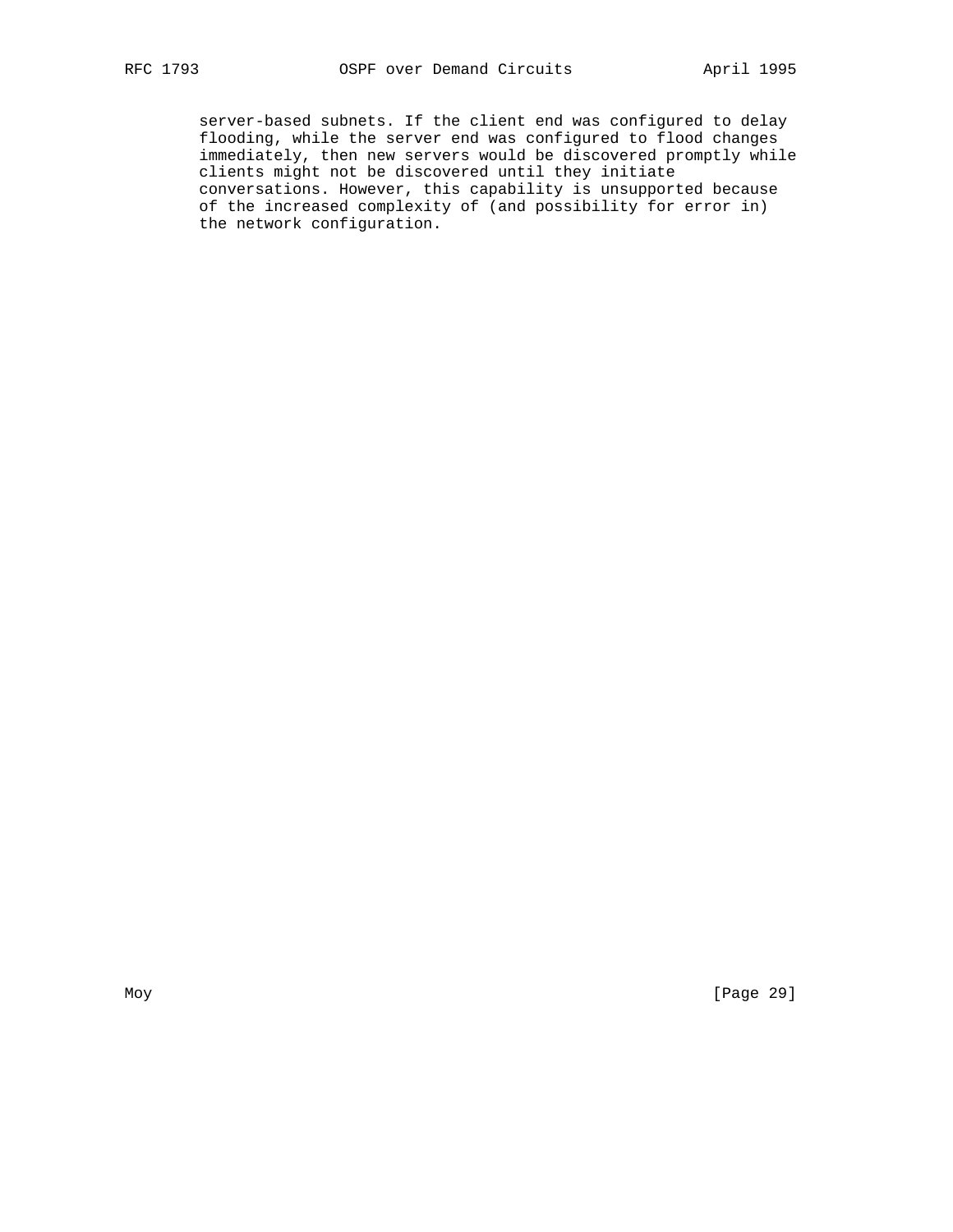server-based subnets. If the client end was configured to delay flooding, while the server end was configured to flood changes immediately, then new servers would be discovered promptly while clients might not be discovered until they initiate conversations. However, this capability is unsupported because of the increased complexity of (and possibility for error in) the network configuration.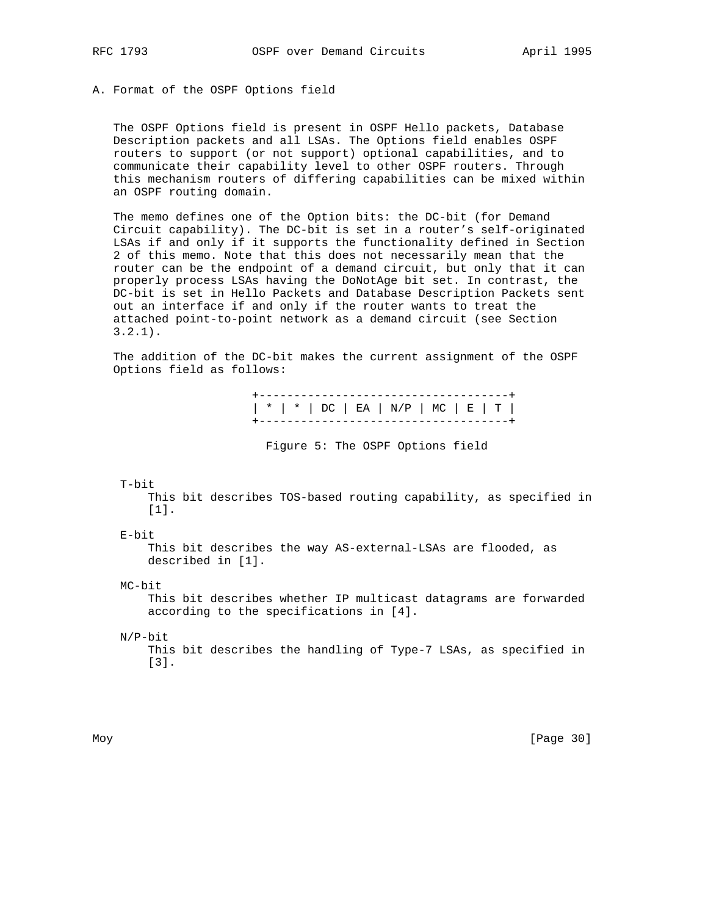## A. Format of the OSPF Options field

The OSPF Options field is present in OSPF Hello packets, Database Description packets and all LSAs. The Options field enables OSPF routers to support (or not support) optional capabilities, and to communicate their capability level to other OSPF routers. Through this mechanism routers of differing capabilities can be mixed within an OSPF routing domain.

The memo defines one of the Option bits: the DC-bit (for Demand Circuit capability). The DC-bit is set in a router's self-originated LSAs if and only if it supports the functionality defined in Section 2 of this memo. Note that this does not necessarily mean that the router can be the endpoint of a demand circuit, but only that it can properly process LSAs having the DoNotAge bit set. In contrast, the DC-bit is set in Hello Packets and Database Description Packets sent out an interface if and only if the router wants to treat the attached point-to-point network as a demand circuit (see Section 3.2.1).

The addition of the DC-bit makes the current assignment of the OSPF Options field as follows:

```
+------------------------------------+
| * | * | DC | EA | N/P | MC | E | T |
+------------------------------------+
```

Figure 5: The OSPF Options field

T-bit
: This bit describes TOS-based routing capability, as specified in [1].

E-bit
: This bit describes the way AS-external-LSAs are flooded, as described in [1].

MC-bit
: This bit describes whether IP multicast datagrams are forwarded according to the specifications in [4].

N/P-bit
: This bit describes the handling of Type-7 LSAs, as specified in [3].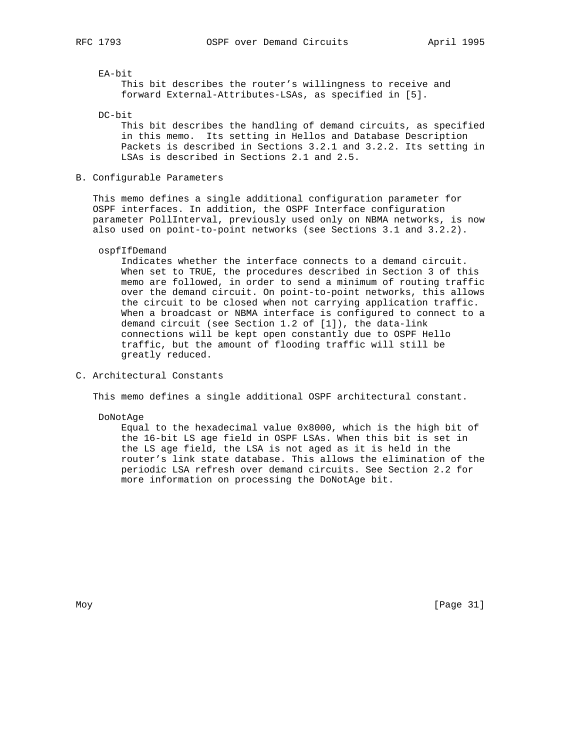EA-bit

This bit describes the router's willingness to receive and forward External-Attributes-LSAs, as specified in [5].

DC-bit

This bit describes the handling of demand circuits, as specified in this memo. Its setting in Hellos and Database Description Packets is described in Sections 3.2.1 and 3.2.2. Its setting in LSAs is described in Sections 2.1 and 2.5.

## B. Configurable Parameters

This memo defines a single additional configuration parameter for OSPF interfaces. In addition, the OSPF Interface configuration parameter PollInterval, previously used only on NBMA networks, is now also used on point-to-point networks (see Sections 3.1 and 3.2.2).

ospfIfDemand

Indicates whether the interface connects to a demand circuit. When set to TRUE, the procedures described in Section 3 of this memo are followed, in order to send a minimum of routing traffic over the demand circuit. On point-to-point networks, this allows the circuit to be closed when not carrying application traffic. When a broadcast or NBMA interface is configured to connect to a demand circuit (see Section 1.2 of [1]), the data-link connections will be kept open constantly due to OSPF Hello traffic, but the amount of flooding traffic will still be greatly reduced.

## C. Architectural Constants

This memo defines a single additional OSPF architectural constant.

DoNotAge

Equal to the hexadecimal value 0x8000, which is the high bit of the 16-bit LS age field in OSPF LSAs. When this bit is set in the LS age field, the LSA is not aged as it is held in the router's link state database. This allows the elimination of the periodic LSA refresh over demand circuits. See Section 2.2 for more information on processing the DoNotAge bit.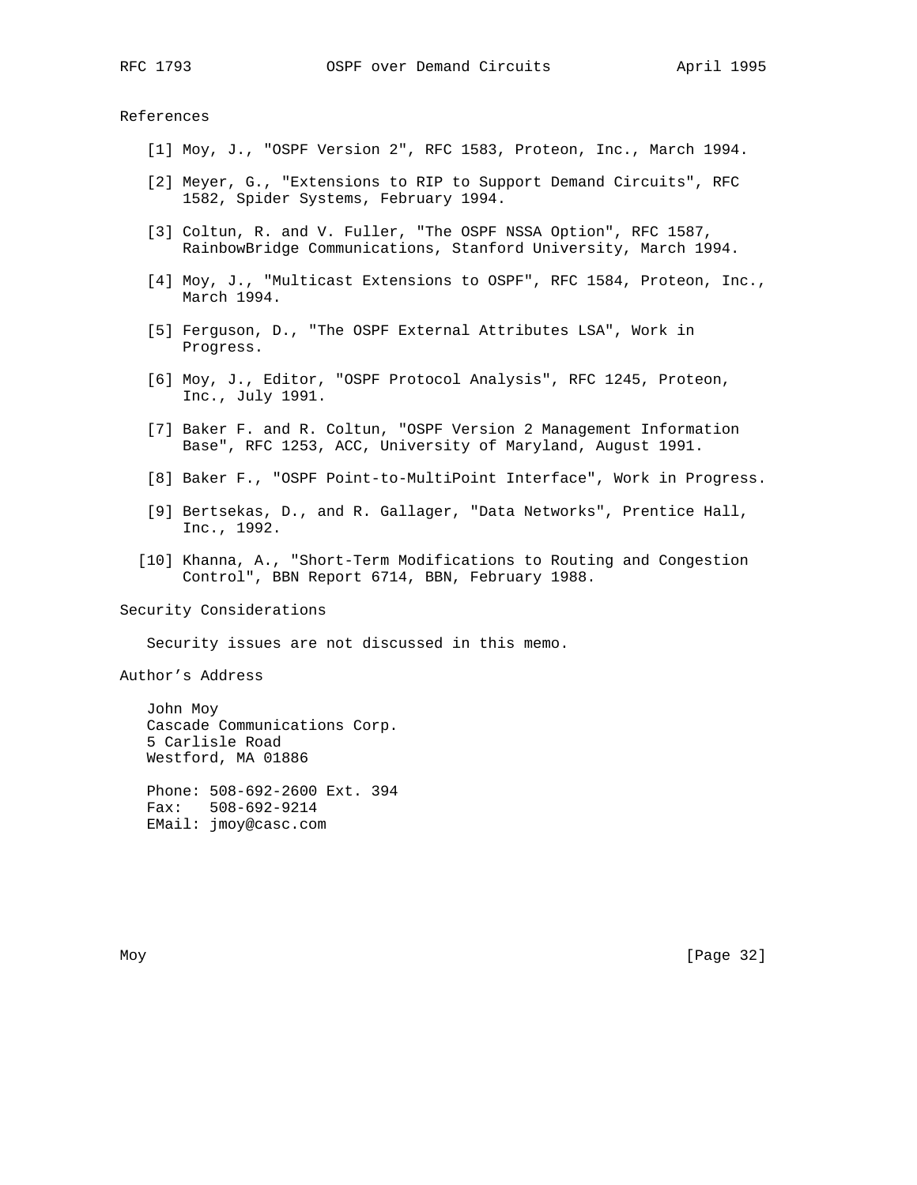## References

[1] Moy, J., "OSPF Version 2", RFC 1583, Proteon, Inc., March 1994.

[2] Meyer, G., "Extensions to RIP to Support Demand Circuits", RFC 1582, Spider Systems, February 1994.

[3] Coltun, R. and V. Fuller, "The OSPF NSSA Option", RFC 1587, RainbowBridge Communications, Stanford University, March 1994.

[4] Moy, J., "Multicast Extensions to OSPF", RFC 1584, Proteon, Inc., March 1994.

[5] Ferguson, D., "The OSPF External Attributes LSA", Work in Progress.

[6] Moy, J., Editor, "OSPF Protocol Analysis", RFC 1245, Proteon, Inc., July 1991.

[7] Baker F. and R. Coltun, "OSPF Version 2 Management Information Base", RFC 1253, ACC, University of Maryland, August 1991.

[8] Baker F., "OSPF Point-to-MultiPoint Interface", Work in Progress.

[9] Bertsekas, D., and R. Gallager, "Data Networks", Prentice Hall, Inc., 1992.

[10] Khanna, A., "Short-Term Modifications to Routing and Congestion Control", BBN Report 6714, BBN, February 1988.

## Security Considerations

Security issues are not discussed in this memo.

## Author's Address

John Moy
Cascade Communications Corp.
5 Carlisle Road
Westford, MA 01886

Phone: 508-692-2600 Ext. 394
Fax: 508-692-9214
EMail: jmoy@casc.com